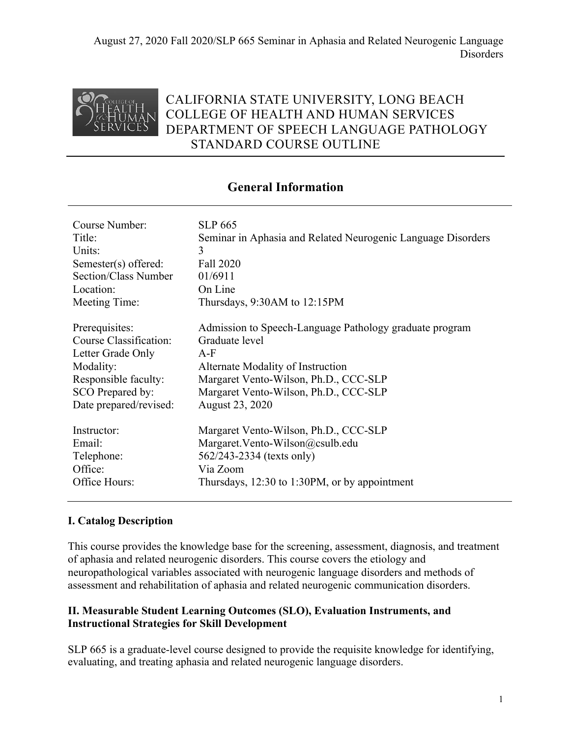# CALIFORNIA STATE UNIVERSITY, LONG BEACH
# COLLEGE OF HEALTH AND HUMAN SERVICES
# DEPARTMENT OF SPEECH LANGUAGE PATHOLOGY
# STANDARD COURSE OUTLINE

## General Information

| | |
|---|---|
| Course Number: | SLP 665 |
| Title: | Seminar in Aphasia and Related Neurogenic Language Disorders |
| Units: | 3 |
| Semester(s) offered: | Fall 2020 |
| Section/Class Number | 01/6911 |
| Location: | On Line |
| Meeting Time: | Thursdays, 9:30AM to 12:15PM |
| Prerequisites: | Admission to Speech-Language Pathology graduate program |
| Course Classification: | Graduate level |
| Letter Grade Only | A-F |
| Modality: | Alternate Modality of Instruction |
| Responsible faculty: | Margaret Vento-Wilson, Ph.D., CCC-SLP |
| SCO Prepared by: | Margaret Vento-Wilson, Ph.D., CCC-SLP |
| Date prepared/revised: | August 23, 2020 |
| Instructor: | Margaret Vento-Wilson, Ph.D., CCC-SLP |
| Email: | Margaret.Vento-Wilson@csulb.edu |
| Telephone: | 562/243-2334 (texts only) |
| Office: | Via Zoom |
| Office Hours: | Thursdays, 12:30 to 1:30PM, or by appointment |

**I. Catalog Description**

This course provides the knowledge base for the screening, assessment, diagnosis, and treatment of aphasia and related neurogenic disorders. This course covers the etiology and neuropathological variables associated with neurogenic language disorders and methods of assessment and rehabilitation of aphasia and related neurogenic communication disorders.

**II. Measurable Student Learning Outcomes (SLO), Evaluation Instruments, and Instructional Strategies for Skill Development**

SLP 665 is a graduate-level course designed to provide the requisite knowledge for identifying, evaluating, and treating aphasia and related neurogenic language disorders.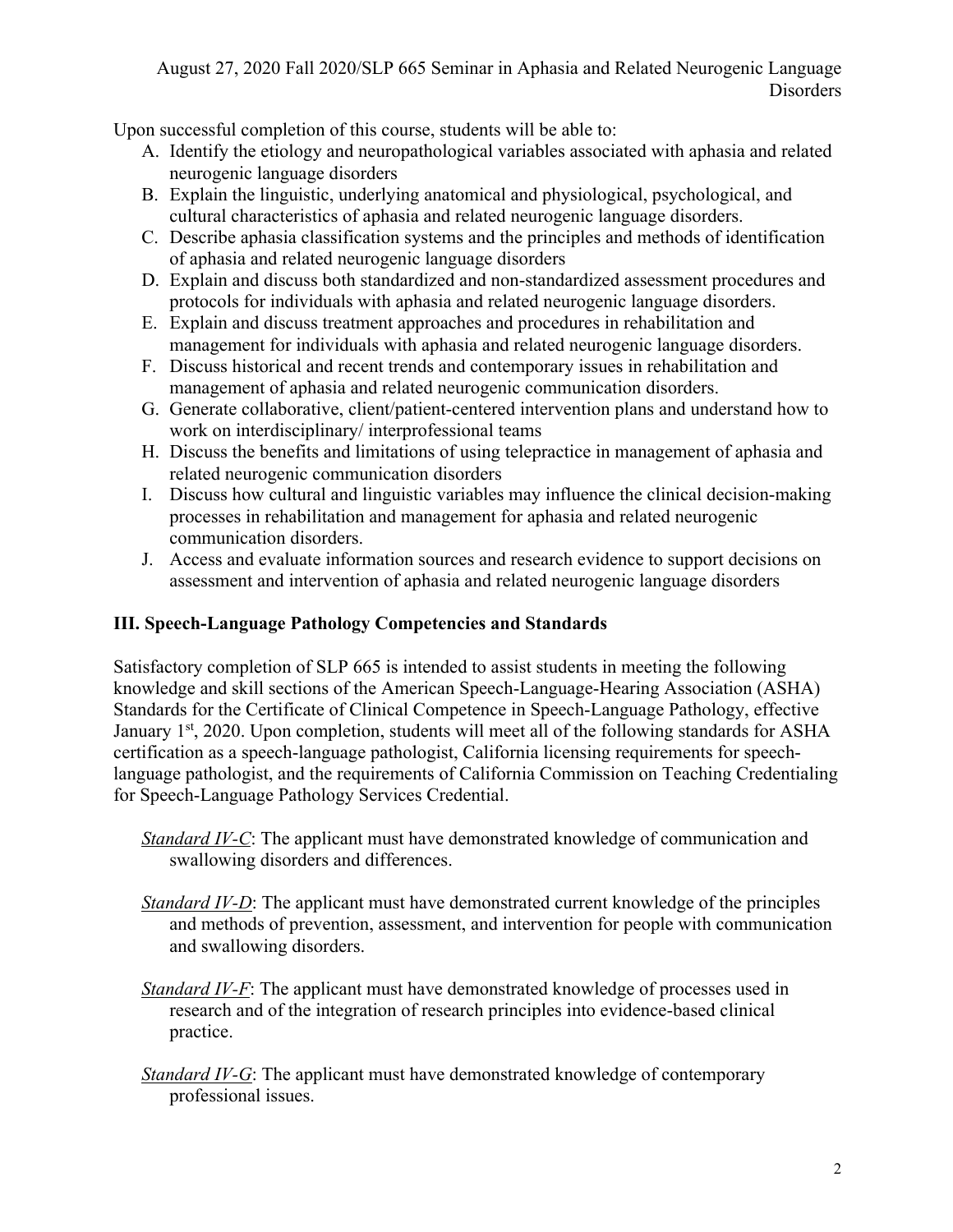Upon successful completion of this course, students will be able to:

A. Identify the etiology and neuropathological variables associated with aphasia and related neurogenic language disorders
B. Explain the linguistic, underlying anatomical and physiological, psychological, and cultural characteristics of aphasia and related neurogenic language disorders.
C. Describe aphasia classification systems and the principles and methods of identification of aphasia and related neurogenic language disorders
D. Explain and discuss both standardized and non-standardized assessment procedures and protocols for individuals with aphasia and related neurogenic language disorders.
E. Explain and discuss treatment approaches and procedures in rehabilitation and management for individuals with aphasia and related neurogenic language disorders.
F. Discuss historical and recent trends and contemporary issues in rehabilitation and management of aphasia and related neurogenic communication disorders.
G. Generate collaborative, client/patient-centered intervention plans and understand how to work on interdisciplinary/ interprofessional teams
H. Discuss the benefits and limitations of using telepractice in management of aphasia and related neurogenic communication disorders
I. Discuss how cultural and linguistic variables may influence the clinical decision-making processes in rehabilitation and management for aphasia and related neurogenic communication disorders.
J. Access and evaluate information sources and research evidence to support decisions on assessment and intervention of aphasia and related neurogenic language disorders

## III. Speech-Language Pathology Competencies and Standards

Satisfactory completion of SLP 665 is intended to assist students in meeting the following knowledge and skill sections of the American Speech-Language-Hearing Association (ASHA) Standards for the Certificate of Clinical Competence in Speech-Language Pathology, effective January 1st, 2020. Upon completion, students will meet all of the following standards for ASHA certification as a speech-language pathologist, California licensing requirements for speech-language pathologist, and the requirements of California Commission on Teaching Credentialing for Speech-Language Pathology Services Credential.

*Standard IV-C*: The applicant must have demonstrated knowledge of communication and swallowing disorders and differences.

*Standard IV-D*: The applicant must have demonstrated current knowledge of the principles and methods of prevention, assessment, and intervention for people with communication and swallowing disorders.

*Standard IV-F*: The applicant must have demonstrated knowledge of processes used in research and of the integration of research principles into evidence-based clinical practice.

*Standard IV-G*: The applicant must have demonstrated knowledge of contemporary professional issues.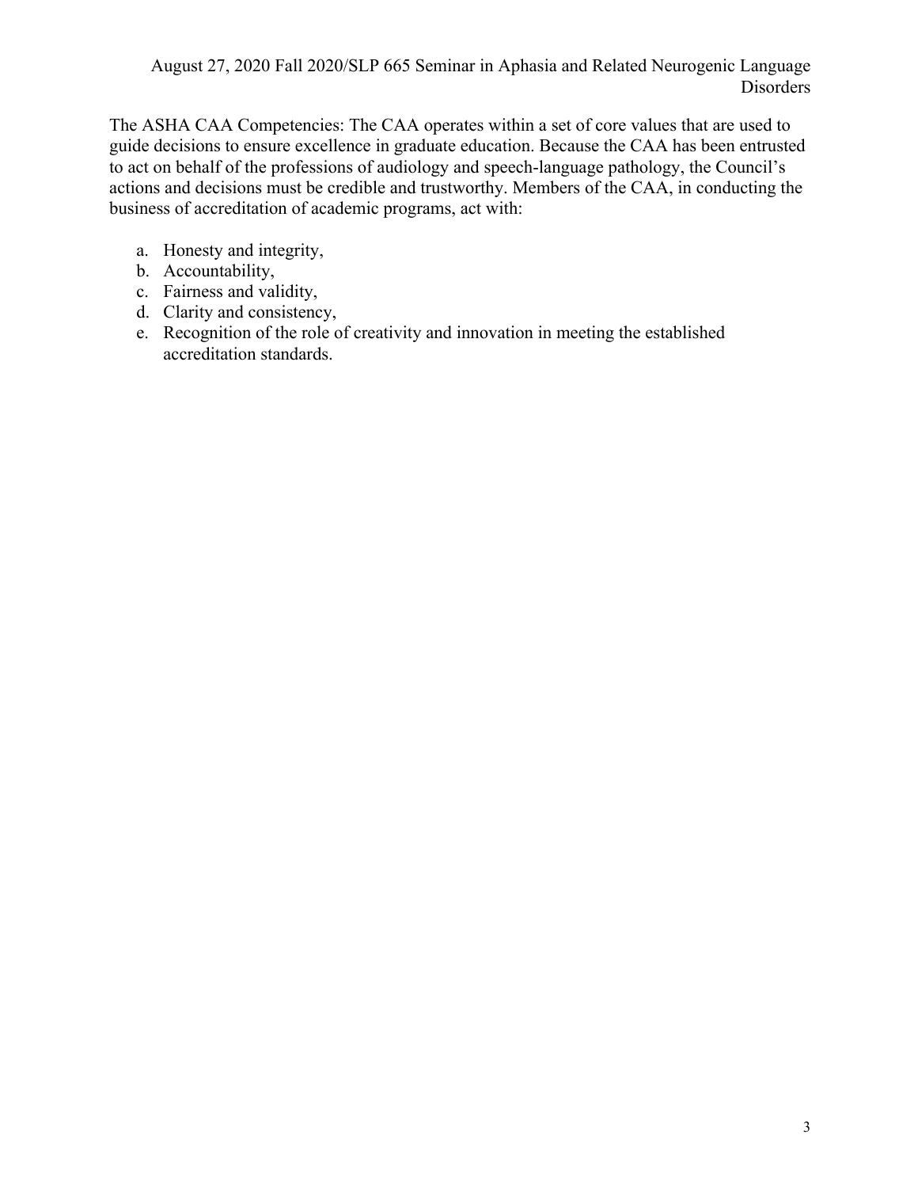The ASHA CAA Competencies: The CAA operates within a set of core values that are used to guide decisions to ensure excellence in graduate education. Because the CAA has been entrusted to act on behalf of the professions of audiology and speech-language pathology, the Council's actions and decisions must be credible and trustworthy. Members of the CAA, in conducting the business of accreditation of academic programs, act with:

a. Honesty and integrity,
b. Accountability,
c. Fairness and validity,
d. Clarity and consistency,
e. Recognition of the role of creativity and innovation in meeting the established accreditation standards.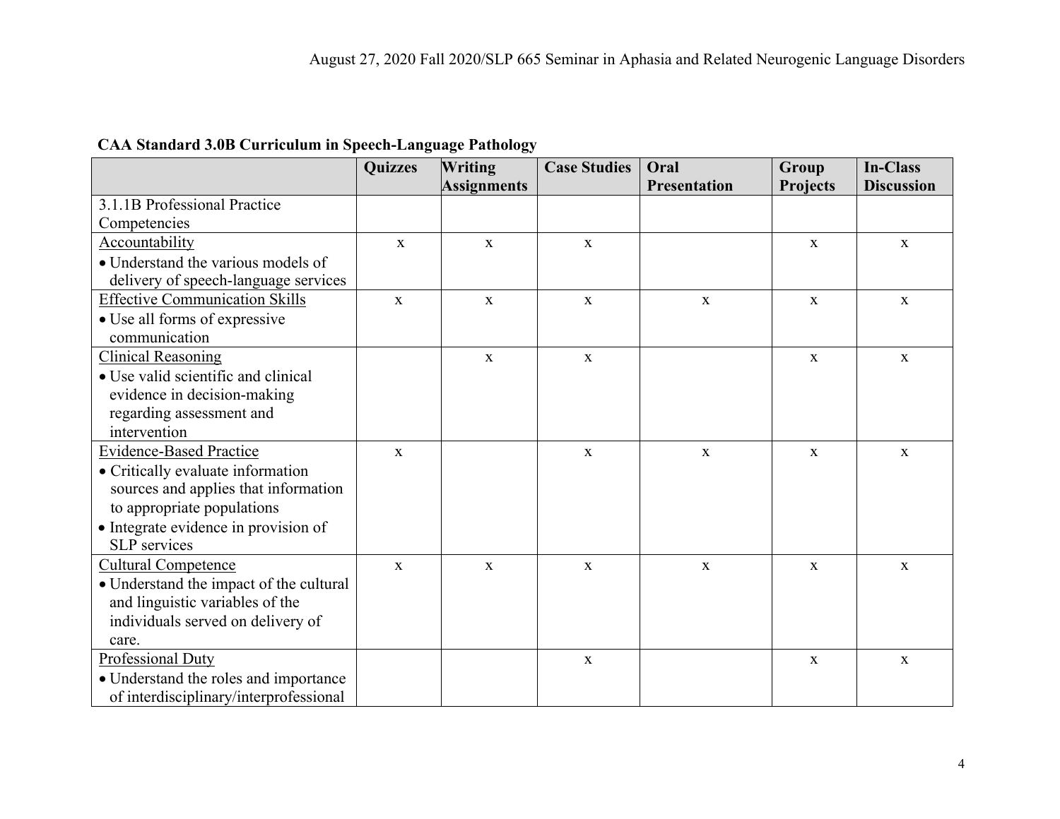**CAA Standard 3.0B Curriculum in Speech-Language Pathology**

| | Quizzes | Writing Assignments | Case Studies | Oral Presentation | Group Projects | In-Class Discussion |
|---|---|---|---|---|---|---|
| 3.1.1B Professional Practice Competencies | | | | | | |
| <u>Accountability</u><br>• Understand the various models of delivery of speech-language services | x | x | x | | x | x |
| <u>Effective Communication Skills</u><br>• Use all forms of expressive communication | x | x | x | x | x | x |
| <u>Clinical Reasoning</u><br>• Use valid scientific and clinical evidence in decision-making regarding assessment and intervention | | x | x | | x | x |
| <u>Evidence-Based Practice</u><br>• Critically evaluate information sources and applies that information to appropriate populations<br>• Integrate evidence in provision of SLP services | x | | x | x | x | x |
| <u>Cultural Competence</u><br>• Understand the impact of the cultural and linguistic variables of the individuals served on delivery of care. | x | x | x | x | x | x |
| <u>Professional Duty</u><br>• Understand the roles and importance of interdisciplinary/interprofessional | | | x | | x | x |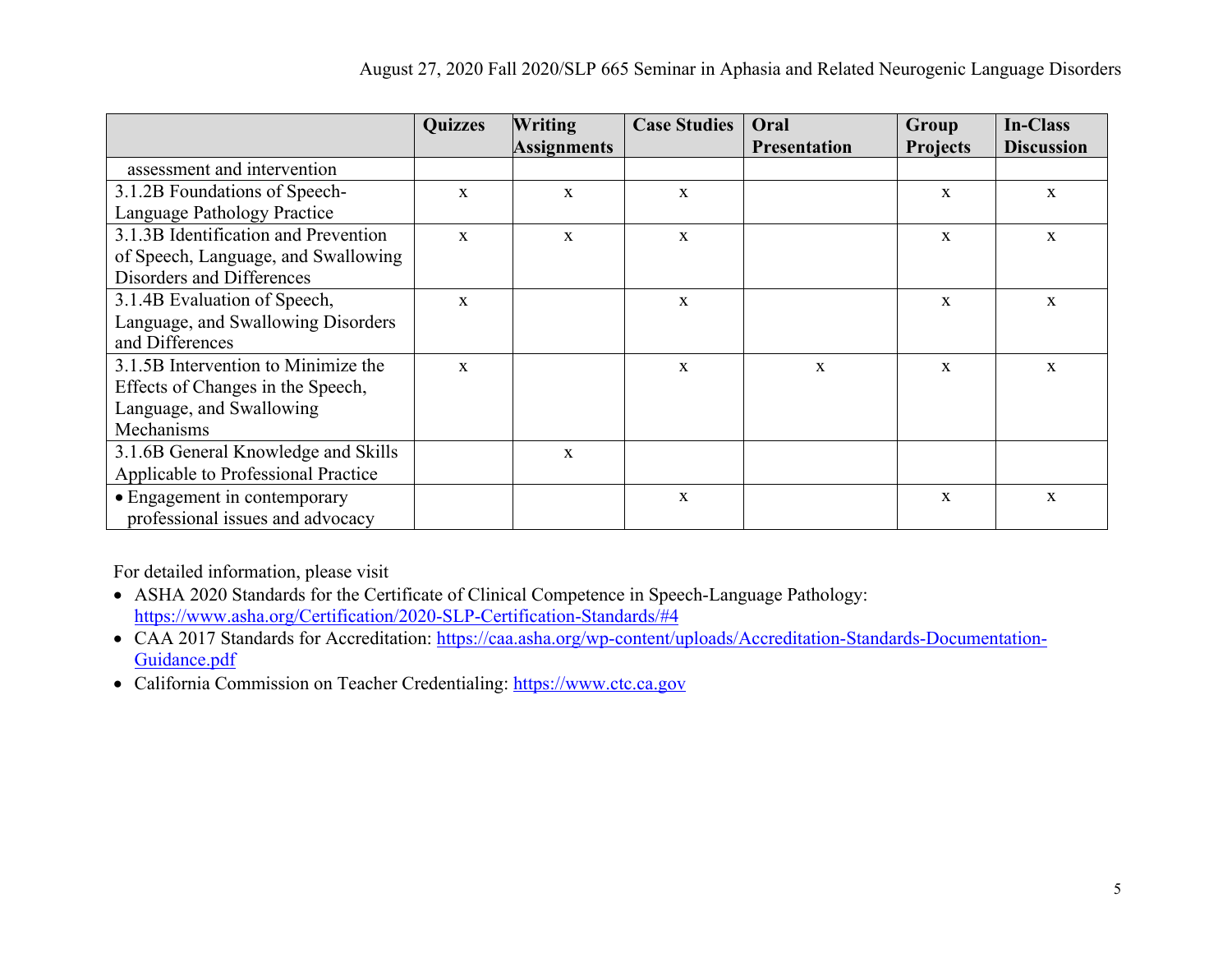| | Quizzes | Writing Assignments | Case Studies | Oral Presentation | Group Projects | In-Class Discussion |
|---|---|---|---|---|---|---|
| assessment and intervention | | | | | | |
| 3.1.2B Foundations of Speech-Language Pathology Practice | x | x | x | | x | x |
| 3.1.3B Identification and Prevention of Speech, Language, and Swallowing Disorders and Differences | x | x | x | | x | x |
| 3.1.4B Evaluation of Speech, Language, and Swallowing Disorders and Differences | x | | x | | x | x |
| 3.1.5B Intervention to Minimize the Effects of Changes in the Speech, Language, and Swallowing Mechanisms | x | | x | x | x | x |
| 3.1.6B General Knowledge and Skills Applicable to Professional Practice | | x | | | | |
| • Engagement in contemporary professional issues and advocacy | | | x | | x | x |

For detailed information, please visit

- ASHA 2020 Standards for the Certificate of Clinical Competence in Speech-Language Pathology: https://www.asha.org/Certification/2020-SLP-Certification-Standards/#4
- CAA 2017 Standards for Accreditation: https://caa.asha.org/wp-content/uploads/Accreditation-Standards-Documentation-Guidance.pdf
- California Commission on Teacher Credentialing: https://www.ctc.ca.gov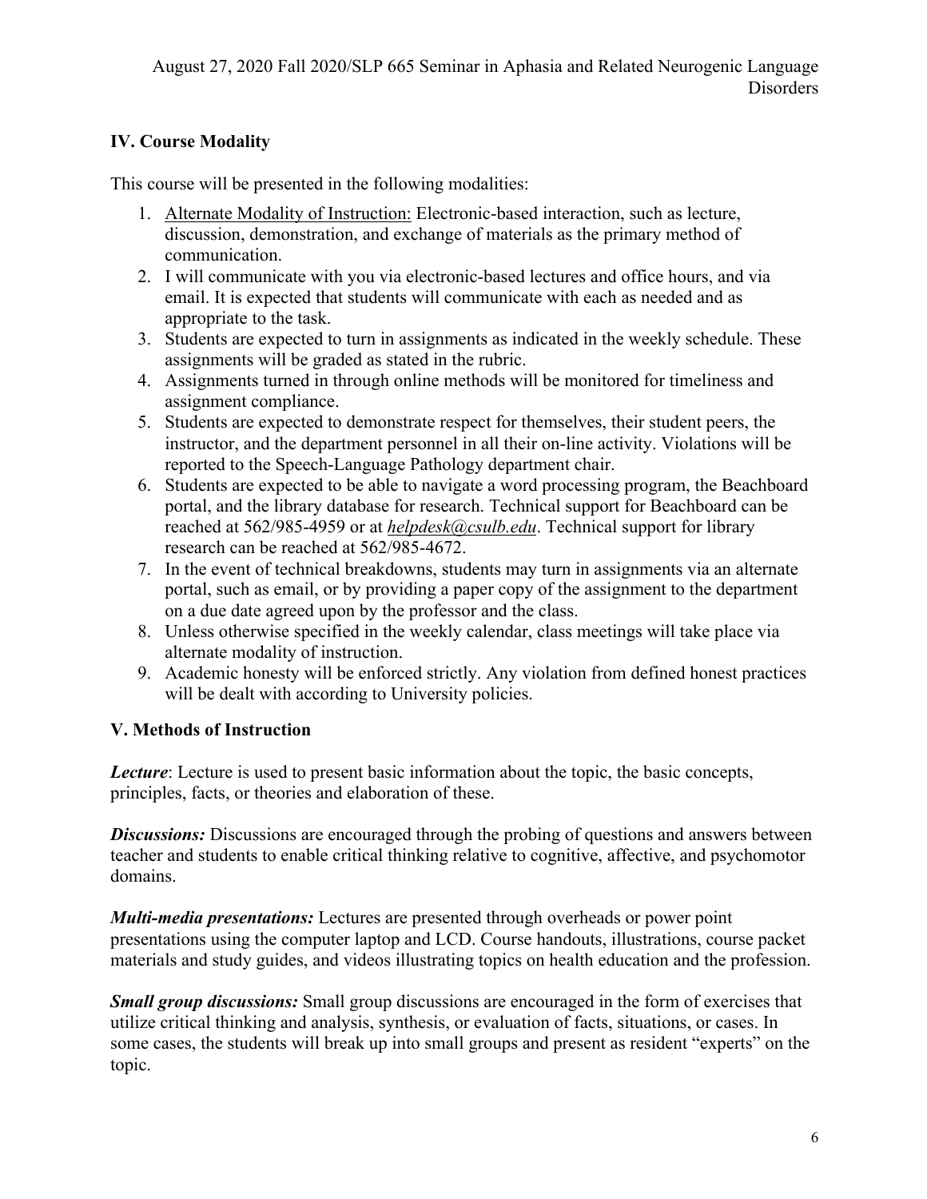## IV. Course Modality

This course will be presented in the following modalities:

1. Alternate Modality of Instruction: Electronic-based interaction, such as lecture, discussion, demonstration, and exchange of materials as the primary method of communication.
2. I will communicate with you via electronic-based lectures and office hours, and via email. It is expected that students will communicate with each as needed and as appropriate to the task.
3. Students are expected to turn in assignments as indicated in the weekly schedule. These assignments will be graded as stated in the rubric.
4. Assignments turned in through online methods will be monitored for timeliness and assignment compliance.
5. Students are expected to demonstrate respect for themselves, their student peers, the instructor, and the department personnel in all their on-line activity. Violations will be reported to the Speech-Language Pathology department chair.
6. Students are expected to be able to navigate a word processing program, the Beachboard portal, and the library database for research. Technical support for Beachboard can be reached at 562/985-4959 or at *helpdesk@csulb.edu*. Technical support for library research can be reached at 562/985-4672.
7. In the event of technical breakdowns, students may turn in assignments via an alternate portal, such as email, or by providing a paper copy of the assignment to the department on a due date agreed upon by the professor and the class.
8. Unless otherwise specified in the weekly calendar, class meetings will take place via alternate modality of instruction.
9. Academic honesty will be enforced strictly. Any violation from defined honest practices will be dealt with according to University policies.

## V. Methods of Instruction

***Lecture***: Lecture is used to present basic information about the topic, the basic concepts, principles, facts, or theories and elaboration of these.

***Discussions:*** Discussions are encouraged through the probing of questions and answers between teacher and students to enable critical thinking relative to cognitive, affective, and psychomotor domains.

***Multi-media presentations:*** Lectures are presented through overheads or power point presentations using the computer laptop and LCD. Course handouts, illustrations, course packet materials and study guides, and videos illustrating topics on health education and the profession.

***Small group discussions:*** Small group discussions are encouraged in the form of exercises that utilize critical thinking and analysis, synthesis, or evaluation of facts, situations, or cases. In some cases, the students will break up into small groups and present as resident "experts" on the topic.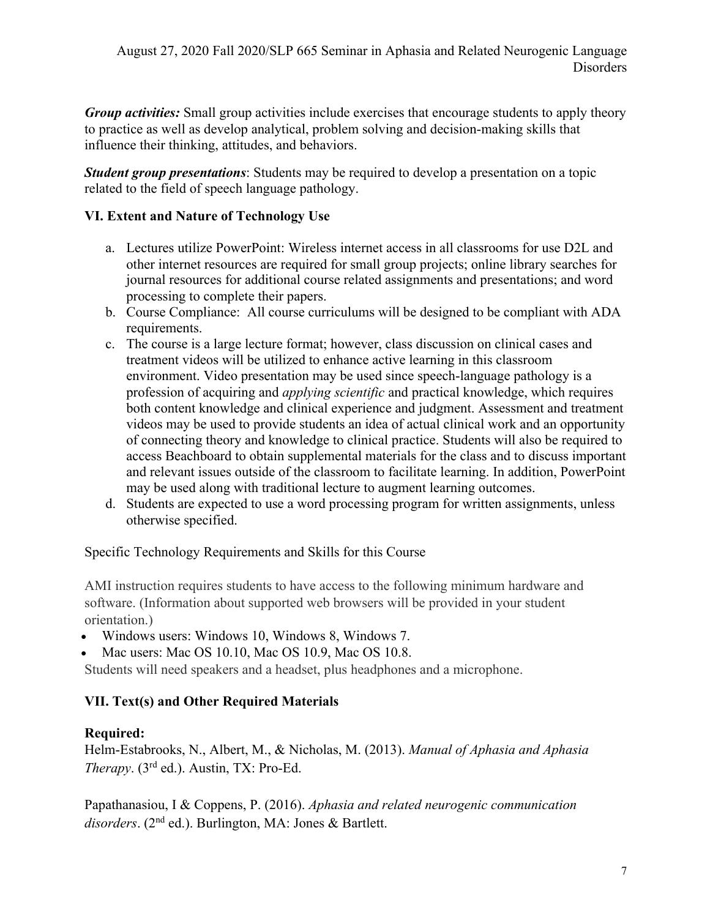***Group activities:*** Small group activities include exercises that encourage students to apply theory to practice as well as develop analytical, problem solving and decision-making skills that influence their thinking, attitudes, and behaviors.

***Student group presentations***: Students may be required to develop a presentation on a topic related to the field of speech language pathology.

## VI. Extent and Nature of Technology Use

a. Lectures utilize PowerPoint: Wireless internet access in all classrooms for use D2L and other internet resources are required for small group projects; online library searches for journal resources for additional course related assignments and presentations; and word processing to complete their papers.
b. Course Compliance: All course curriculums will be designed to be compliant with ADA requirements.
c. The course is a large lecture format; however, class discussion on clinical cases and treatment videos will be utilized to enhance active learning in this classroom environment. Video presentation may be used since speech-language pathology is a profession of acquiring and *applying scientific* and practical knowledge, which requires both content knowledge and clinical experience and judgment. Assessment and treatment videos may be used to provide students an idea of actual clinical work and an opportunity of connecting theory and knowledge to clinical practice. Students will also be required to access Beachboard to obtain supplemental materials for the class and to discuss important and relevant issues outside of the classroom to facilitate learning. In addition, PowerPoint may be used along with traditional lecture to augment learning outcomes.
d. Students are expected to use a word processing program for written assignments, unless otherwise specified.

Specific Technology Requirements and Skills for this Course

AMI instruction requires students to have access to the following minimum hardware and software. (Information about supported web browsers will be provided in your student orientation.)

- Windows users: Windows 10, Windows 8, Windows 7.
- Mac users: Mac OS 10.10, Mac OS 10.9, Mac OS 10.8.

Students will need speakers and a headset, plus headphones and a microphone.

## VII. Text(s) and Other Required Materials

**Required:**

Helm-Estabrooks, N., Albert, M., & Nicholas, M. (2013). *Manual of Aphasia and Aphasia Therapy*. (3rd ed.). Austin, TX: Pro-Ed.

Papathanasiou, I & Coppens, P. (2016). *Aphasia and related neurogenic communication disorders*. (2nd ed.). Burlington, MA: Jones & Bartlett.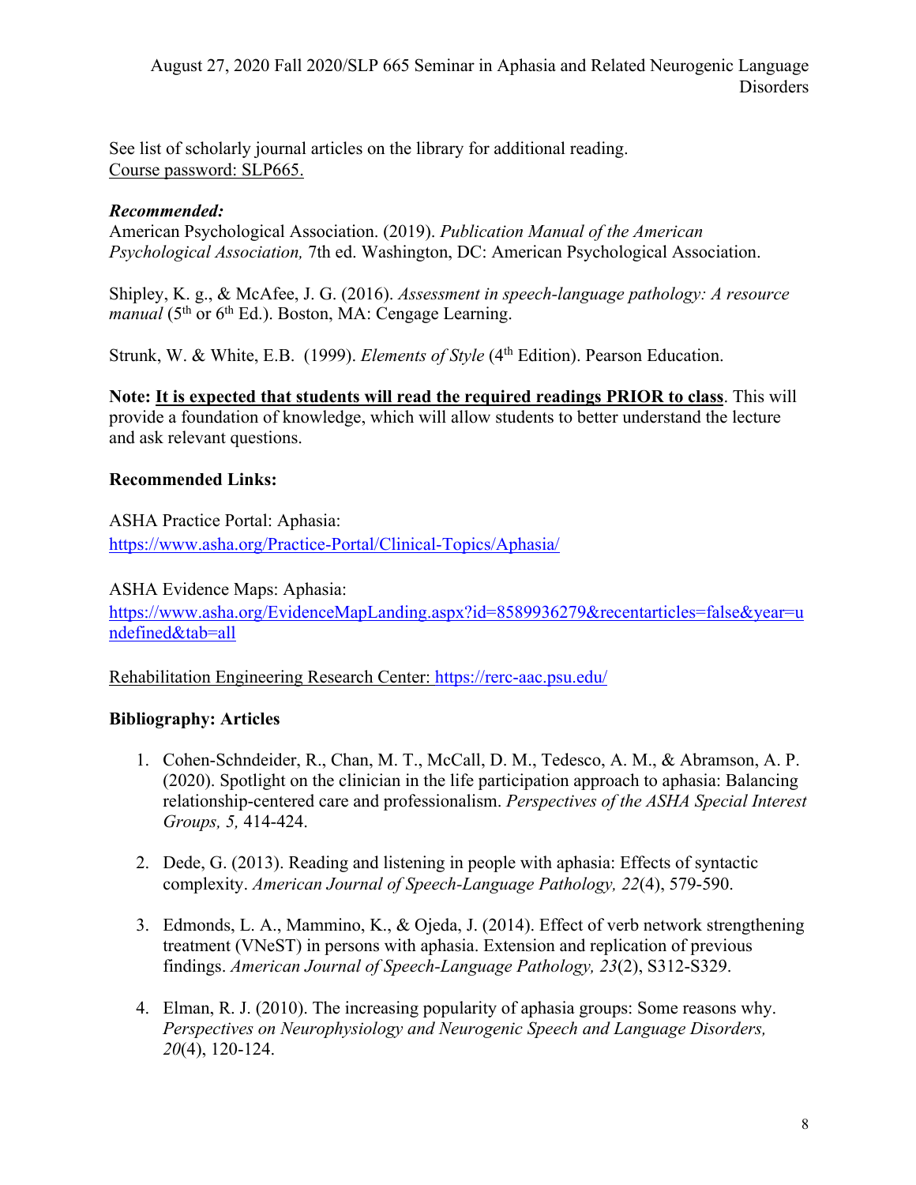See list of scholarly journal articles on the library for additional reading.
Course password: SLP665.

***Recommended:***
American Psychological Association. (2019). *Publication Manual of the American Psychological Association,* 7th ed. Washington, DC: American Psychological Association.

Shipley, K. g., & McAfee, J. G. (2016). *Assessment in speech-language pathology: A resource manual* (5th or 6th Ed.). Boston, MA: Cengage Learning.

Strunk, W. & White, E.B. (1999). *Elements of Style* (4th Edition). Pearson Education.

**Note: It is expected that students will read the required readings PRIOR to class**. This will provide a foundation of knowledge, which will allow students to better understand the lecture and ask relevant questions.

**Recommended Links:**

ASHA Practice Portal: Aphasia:
https://www.asha.org/Practice-Portal/Clinical-Topics/Aphasia/

ASHA Evidence Maps: Aphasia:
https://www.asha.org/EvidenceMapLanding.aspx?id=8589936279&recentarticles=false&year=undefined&tab=all

Rehabilitation Engineering Research Center: https://rerc-aac.psu.edu/

**Bibliography: Articles**

1. Cohen-Schndeider, R., Chan, M. T., McCall, D. M., Tedesco, A. M., & Abramson, A. P. (2020). Spotlight on the clinician in the life participation approach to aphasia: Balancing relationship-centered care and professionalism. *Perspectives of the ASHA Special Interest Groups, 5,* 414-424.

2. Dede, G. (2013). Reading and listening in people with aphasia: Effects of syntactic complexity. *American Journal of Speech-Language Pathology, 22*(4), 579-590.

3. Edmonds, L. A., Mammino, K., & Ojeda, J. (2014). Effect of verb network strengthening treatment (VNeST) in persons with aphasia. Extension and replication of previous findings. *American Journal of Speech-Language Pathology, 23*(2), S312-S329.

4. Elman, R. J. (2010). The increasing popularity of aphasia groups: Some reasons why. *Perspectives on Neurophysiology and Neurogenic Speech and Language Disorders, 20*(4), 120-124.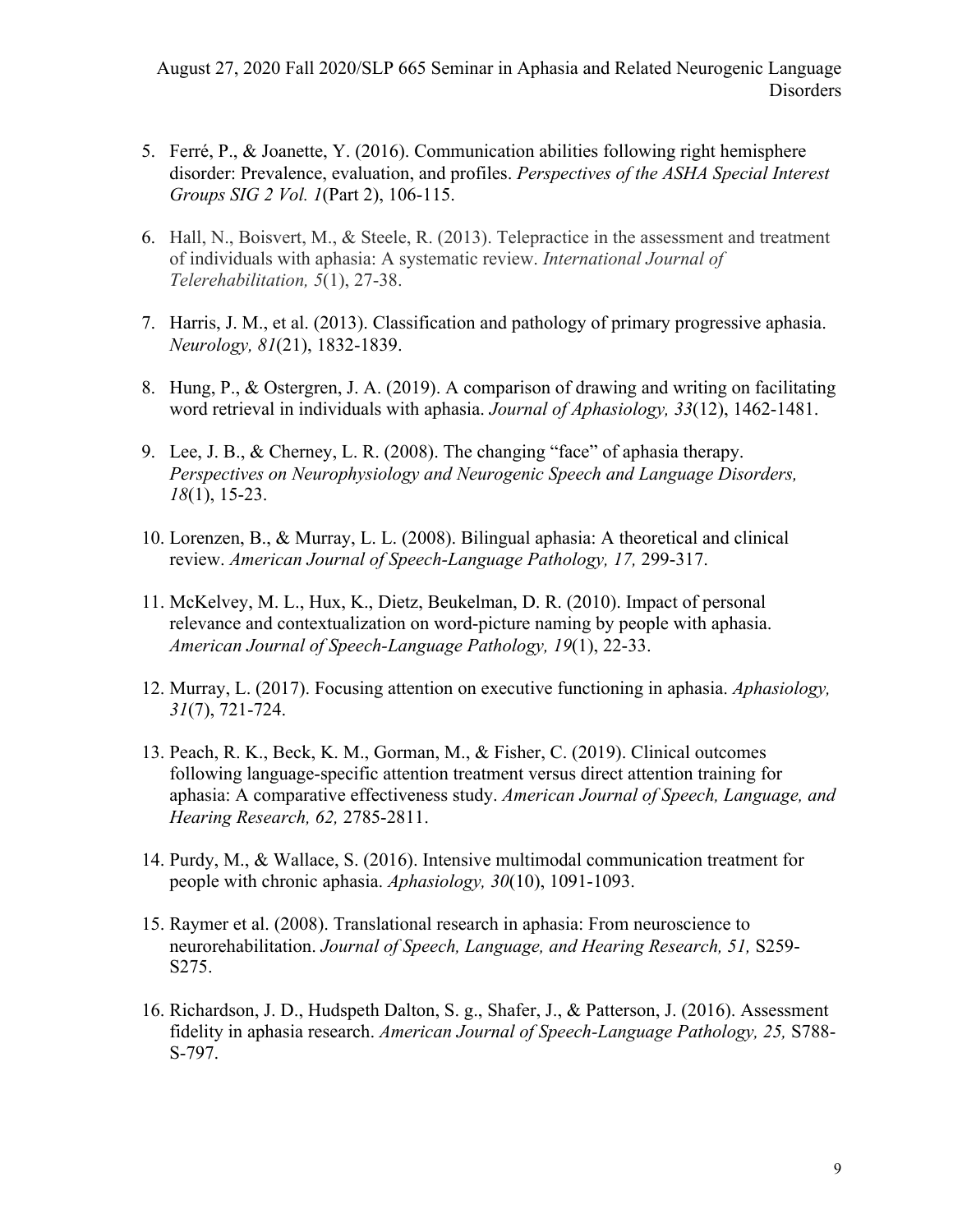5. Ferré, P., & Joanette, Y. (2016). Communication abilities following right hemisphere disorder: Prevalence, evaluation, and profiles. *Perspectives of the ASHA Special Interest Groups SIG 2 Vol. 1*(Part 2), 106-115.

6. Hall, N., Boisvert, M., & Steele, R. (2013). Telepractice in the assessment and treatment of individuals with aphasia: A systematic review. *International Journal of Telerehabilitation, 5*(1), 27-38.

7. Harris, J. M., et al. (2013). Classification and pathology of primary progressive aphasia. *Neurology, 81*(21), 1832-1839.

8. Hung, P., & Ostergren, J. A. (2019). A comparison of drawing and writing on facilitating word retrieval in individuals with aphasia. *Journal of Aphasiology, 33*(12), 1462-1481.

9. Lee, J. B., & Cherney, L. R. (2008). The changing "face" of aphasia therapy. *Perspectives on Neurophysiology and Neurogenic Speech and Language Disorders, 18*(1), 15-23.

10. Lorenzen, B., & Murray, L. L. (2008). Bilingual aphasia: A theoretical and clinical review. *American Journal of Speech-Language Pathology, 17,* 299-317.

11. McKelvey, M. L., Hux, K., Dietz, Beukelman, D. R. (2010). Impact of personal relevance and contextualization on word-picture naming by people with aphasia. *American Journal of Speech-Language Pathology, 19*(1), 22-33.

12. Murray, L. (2017). Focusing attention on executive functioning in aphasia. *Aphasiology, 31*(7), 721-724.

13. Peach, R. K., Beck, K. M., Gorman, M., & Fisher, C. (2019). Clinical outcomes following language-specific attention treatment versus direct attention training for aphasia: A comparative effectiveness study. *American Journal of Speech, Language, and Hearing Research, 62,* 2785-2811.

14. Purdy, M., & Wallace, S. (2016). Intensive multimodal communication treatment for people with chronic aphasia. *Aphasiology, 30*(10), 1091-1093.

15. Raymer et al. (2008). Translational research in aphasia: From neuroscience to neurorehabilitation. *Journal of Speech, Language, and Hearing Research, 51,* S259-S275.

16. Richardson, J. D., Hudspeth Dalton, S. g., Shafer, J., & Patterson, J. (2016). Assessment fidelity in aphasia research. *American Journal of Speech-Language Pathology, 25,* S788-S-797.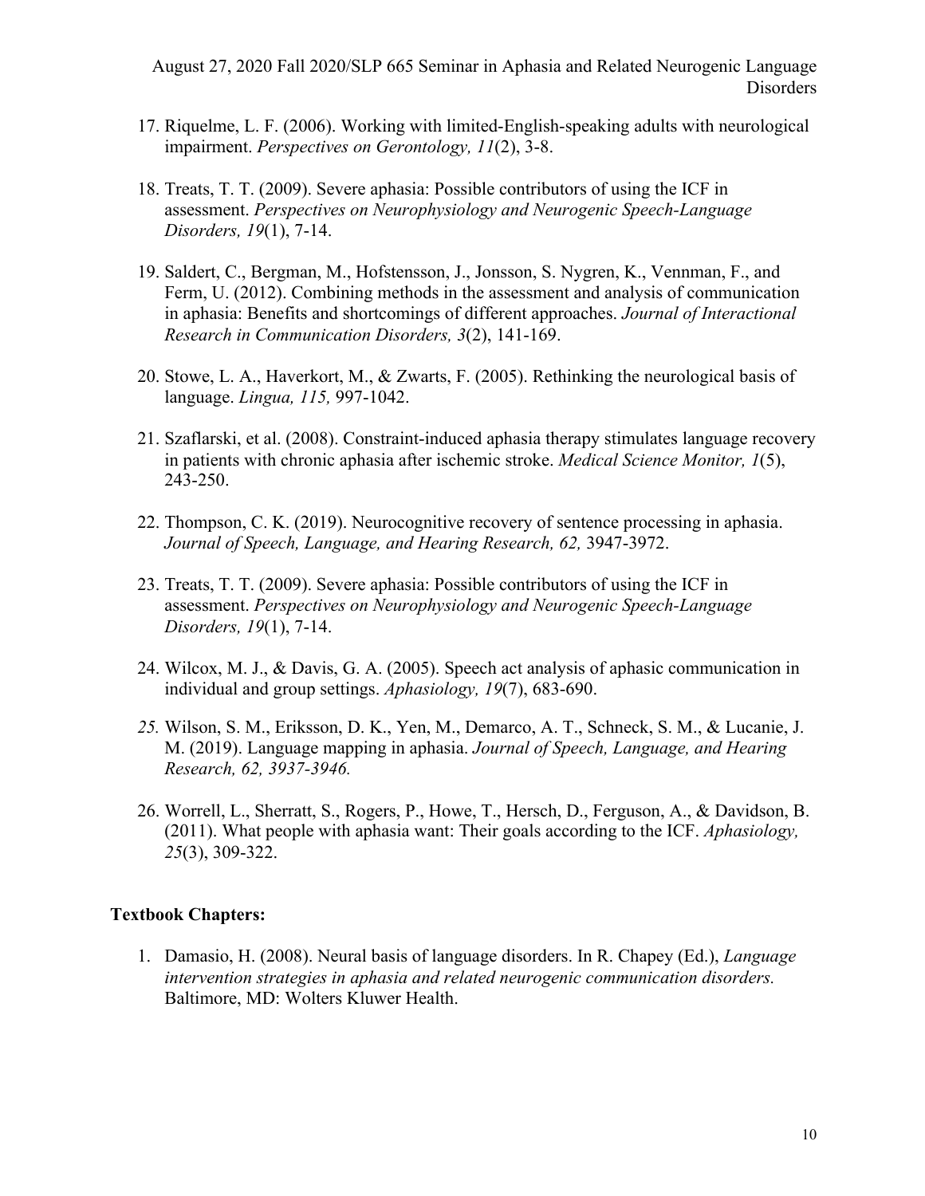17. Riquelme, L. F. (2006). Working with limited-English-speaking adults with neurological impairment. *Perspectives on Gerontology, 11*(2), 3-8.

18. Treats, T. T. (2009). Severe aphasia: Possible contributors of using the ICF in assessment. *Perspectives on Neurophysiology and Neurogenic Speech-Language Disorders, 19*(1), 7-14.

19. Saldert, C., Bergman, M., Hofstensson, J., Jonsson, S. Nygren, K., Vennman, F., and Ferm, U. (2012). Combining methods in the assessment and analysis of communication in aphasia: Benefits and shortcomings of different approaches. *Journal of Interactional Research in Communication Disorders, 3*(2), 141-169.

20. Stowe, L. A., Haverkort, M., & Zwarts, F. (2005). Rethinking the neurological basis of language. *Lingua, 115,* 997-1042.

21. Szaflarski, et al. (2008). Constraint-induced aphasia therapy stimulates language recovery in patients with chronic aphasia after ischemic stroke. *Medical Science Monitor, 1*(5), 243-250.

22. Thompson, C. K. (2019). Neurocognitive recovery of sentence processing in aphasia. *Journal of Speech, Language, and Hearing Research, 62,* 3947-3972.

23. Treats, T. T. (2009). Severe aphasia: Possible contributors of using the ICF in assessment. *Perspectives on Neurophysiology and Neurogenic Speech-Language Disorders, 19*(1), 7-14.

24. Wilcox, M. J., & Davis, G. A. (2005). Speech act analysis of aphasic communication in individual and group settings. *Aphasiology, 19*(7), 683-690.

25. Wilson, S. M., Eriksson, D. K., Yen, M., Demarco, A. T., Schneck, S. M., & Lucanie, J. M. (2019). Language mapping in aphasia. *Journal of Speech, Language, and Hearing Research, 62, 3937-3946.*

26. Worrell, L., Sherratt, S., Rogers, P., Howe, T., Hersch, D., Ferguson, A., & Davidson, B. (2011). What people with aphasia want: Their goals according to the ICF. *Aphasiology, 25*(3), 309-322.

**Textbook Chapters:**

1. Damasio, H. (2008). Neural basis of language disorders. In R. Chapey (Ed.), *Language intervention strategies in aphasia and related neurogenic communication disorders.* Baltimore, MD: Wolters Kluwer Health.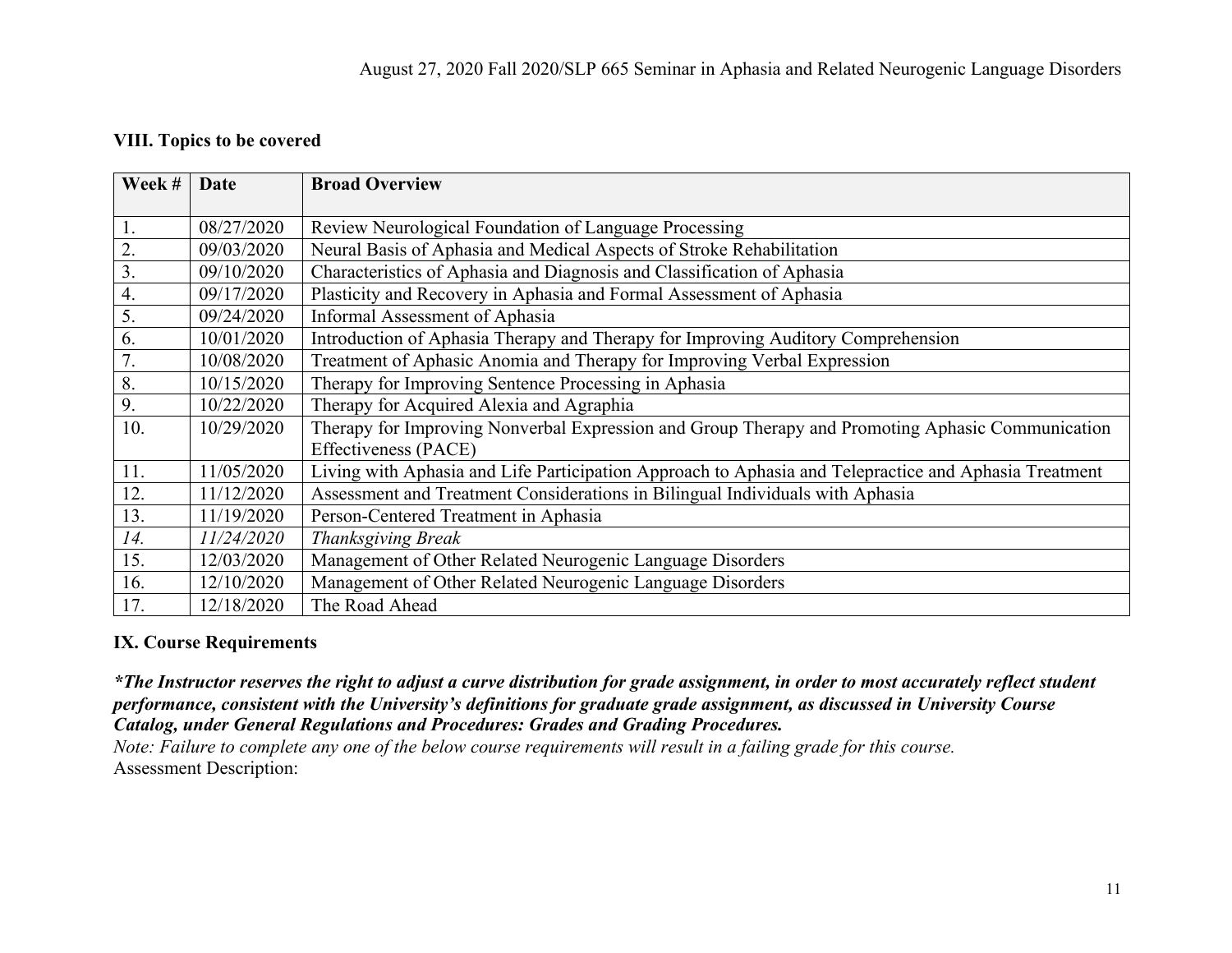### VIII. Topics to be covered

| Week # | Date | Broad Overview |
| --- | --- | --- |
| 1. | 08/27/2020 | Review Neurological Foundation of Language Processing |
| 2. | 09/03/2020 | Neural Basis of Aphasia and Medical Aspects of Stroke Rehabilitation |
| 3. | 09/10/2020 | Characteristics of Aphasia and Diagnosis and Classification of Aphasia |
| 4. | 09/17/2020 | Plasticity and Recovery in Aphasia and Formal Assessment of Aphasia |
| 5. | 09/24/2020 | Informal Assessment of Aphasia |
| 6. | 10/01/2020 | Introduction of Aphasia Therapy and Therapy for Improving Auditory Comprehension |
| 7. | 10/08/2020 | Treatment of Aphasic Anomia and Therapy for Improving Verbal Expression |
| 8. | 10/15/2020 | Therapy for Improving Sentence Processing in Aphasia |
| 9. | 10/22/2020 | Therapy for Acquired Alexia and Agraphia |
| 10. | 10/29/2020 | Therapy for Improving Nonverbal Expression and Group Therapy and Promoting Aphasic Communication Effectiveness (PACE) |
| 11. | 11/05/2020 | Living with Aphasia and Life Participation Approach to Aphasia and Telepractice and Aphasia Treatment |
| 12. | 11/12/2020 | Assessment and Treatment Considerations in Bilingual Individuals with Aphasia |
| 13. | 11/19/2020 | Person-Centered Treatment in Aphasia |
| *14.* | *11/24/2020* | *Thanksgiving Break* |
| 15. | 12/03/2020 | Management of Other Related Neurogenic Language Disorders |
| 16. | 12/10/2020 | Management of Other Related Neurogenic Language Disorders |
| 17. | 12/18/2020 | The Road Ahead |

### IX. Course Requirements

***The Instructor reserves the right to adjust a curve distribution for grade assignment, in order to most accurately reflect student performance, consistent with the University's definitions for graduate grade assignment, as discussed in University Course Catalog, under General Regulations and Procedures: Grades and Grading Procedures.***

*Note: Failure to complete any one of the below course requirements will result in a failing grade for this course.*

Assessment Description: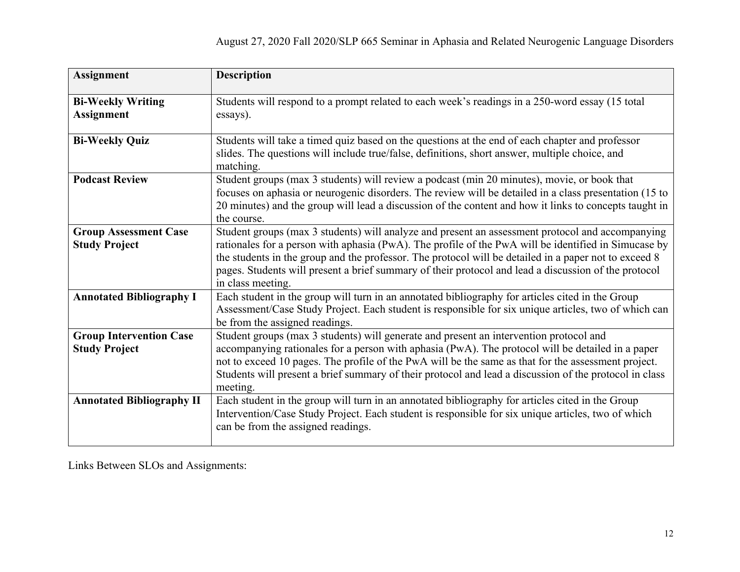| Assignment | Description |
|---|---|
| **Bi-Weekly Writing Assignment** | Students will respond to a prompt related to each week's readings in a 250-word essay (15 total essays). |
| **Bi-Weekly Quiz** | Students will take a timed quiz based on the questions at the end of each chapter and professor slides. The questions will include true/false, definitions, short answer, multiple choice, and matching. |
| **Podcast Review** | Student groups (max 3 students) will review a podcast (min 20 minutes), movie, or book that focuses on aphasia or neurogenic disorders. The review will be detailed in a class presentation (15 to 20 minutes) and the group will lead a discussion of the content and how it links to concepts taught in the course. |
| **Group Assessment Case Study Project** | Student groups (max 3 students) will analyze and present an assessment protocol and accompanying rationales for a person with aphasia (PwA). The profile of the PwA will be identified in Simucase by the students in the group and the professor. The protocol will be detailed in a paper not to exceed 8 pages. Students will present a brief summary of their protocol and lead a discussion of the protocol in class meeting. |
| **Annotated Bibliography I** | Each student in the group will turn in an annotated bibliography for articles cited in the Group Assessment/Case Study Project. Each student is responsible for six unique articles, two of which can be from the assigned readings. |
| **Group Intervention Case Study Project** | Student groups (max 3 students) will generate and present an intervention protocol and accompanying rationales for a person with aphasia (PwA). The protocol will be detailed in a paper not to exceed 10 pages. The profile of the PwA will be the same as that for the assessment project. Students will present a brief summary of their protocol and lead a discussion of the protocol in class meeting. |
| **Annotated Bibliography II** | Each student in the group will turn in an annotated bibliography for articles cited in the Group Intervention/Case Study Project. Each student is responsible for six unique articles, two of which can be from the assigned readings. |

Links Between SLOs and Assignments: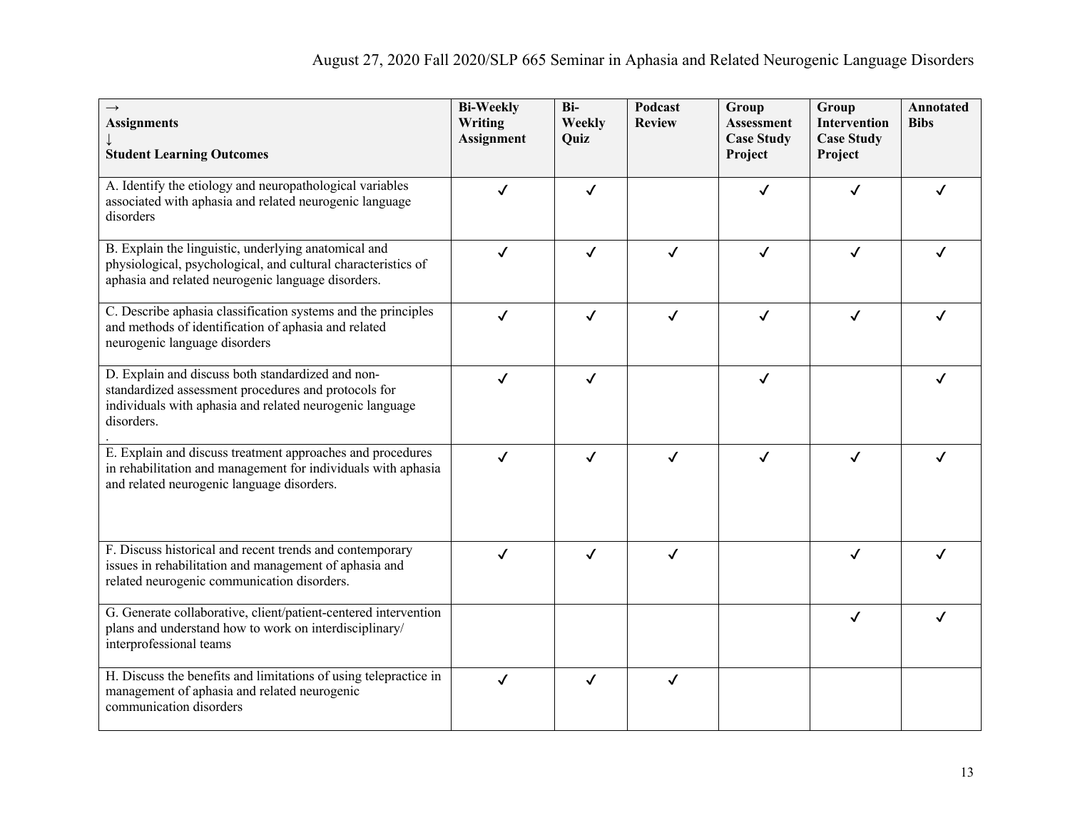| → Assignments ↓ Student Learning Outcomes | Bi-Weekly Writing Assignment | Bi-Weekly Quiz | Podcast Review | Group Assessment Case Study Project | Group Intervention Case Study Project | Annotated Bibs |
|---|---|---|---|---|---|---|
| A. Identify the etiology and neuropathological variables associated with aphasia and related neurogenic language disorders | ✓ | ✓ | | ✓ | ✓ | ✓ |
| B. Explain the linguistic, underlying anatomical and physiological, psychological, and cultural characteristics of aphasia and related neurogenic language disorders. | ✓ | ✓ | ✓ | ✓ | ✓ | ✓ |
| C. Describe aphasia classification systems and the principles and methods of identification of aphasia and related neurogenic language disorders | ✓ | ✓ | ✓ | ✓ | ✓ | ✓ |
| D. Explain and discuss both standardized and non-standardized assessment procedures and protocols for individuals with aphasia and related neurogenic language disorders. . | ✓ | ✓ | | ✓ | | ✓ |
| E. Explain and discuss treatment approaches and procedures in rehabilitation and management for individuals with aphasia and related neurogenic language disorders. | ✓ | ✓ | ✓ | ✓ | ✓ | ✓ |
| F. Discuss historical and recent trends and contemporary issues in rehabilitation and management of aphasia and related neurogenic communication disorders. | ✓ | ✓ | ✓ | | ✓ | ✓ |
| G. Generate collaborative, client/patient-centered intervention plans and understand how to work on interdisciplinary/ interprofessional teams | | | | | ✓ | ✓ |
| H. Discuss the benefits and limitations of using telepractice in management of aphasia and related neurogenic communication disorders | ✓ | ✓ | ✓ | | | |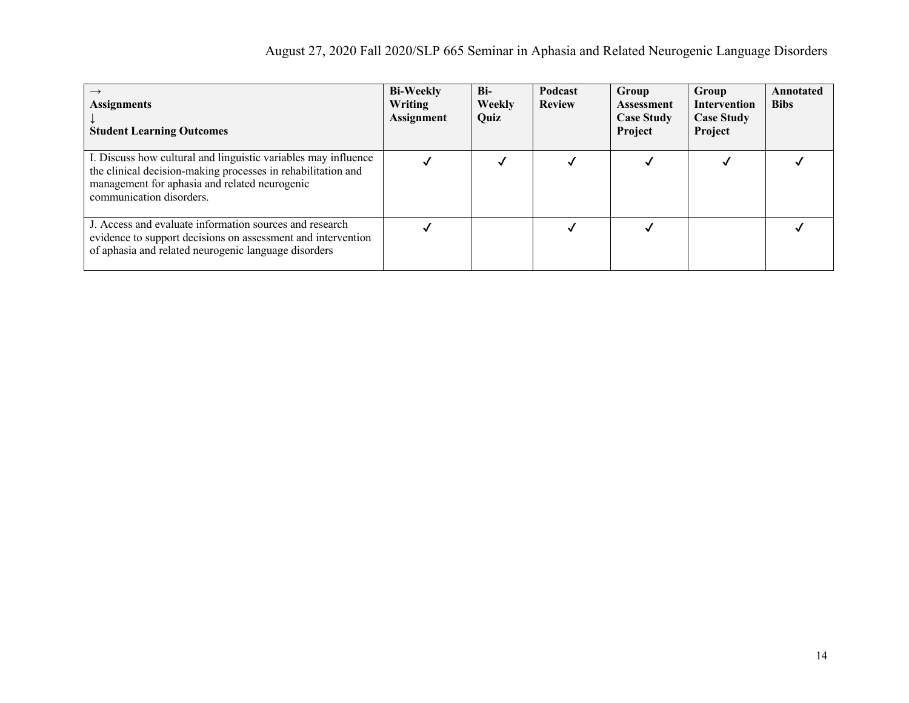| → Assignments ↓ Student Learning Outcomes | Bi-Weekly Writing Assignment | Bi-Weekly Quiz | Podcast Review | Group Assessment Case Study Project | Group Intervention Case Study Project | Annotated Bibs |
|---|---|---|---|---|---|---|
| I. Discuss how cultural and linguistic variables may influence the clinical decision-making processes in rehabilitation and management for aphasia and related neurogenic communication disorders. | ✓ | ✓ | ✓ | ✓ | ✓ | ✓ |
| J. Access and evaluate information sources and research evidence to support decisions on assessment and intervention of aphasia and related neurogenic language disorders | ✓ | | ✓ | ✓ | | ✓ |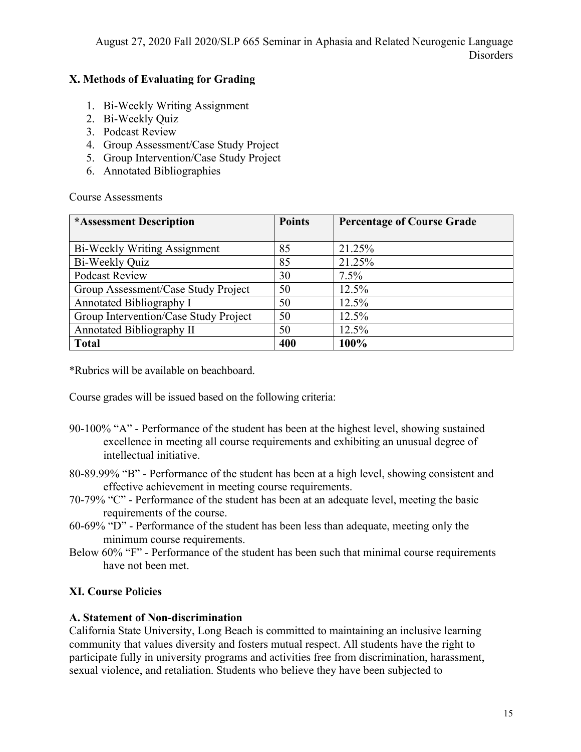## X. Methods of Evaluating for Grading

1. Bi-Weekly Writing Assignment
2. Bi-Weekly Quiz
3. Podcast Review
4. Group Assessment/Case Study Project
5. Group Intervention/Case Study Project
6. Annotated Bibliographies

Course Assessments

| *Assessment Description | Points | Percentage of Course Grade |
|---|---|---|
| Bi-Weekly Writing Assignment | 85 | 21.25% |
| Bi-Weekly Quiz | 85 | 21.25% |
| Podcast Review | 30 | 7.5% |
| Group Assessment/Case Study Project | 50 | 12.5% |
| Annotated Bibliography I | 50 | 12.5% |
| Group Intervention/Case Study Project | 50 | 12.5% |
| Annotated Bibliography II | 50 | 12.5% |
| **Total** | **400** | **100%** |

*Rubrics will be available on beachboard.

Course grades will be issued based on the following criteria:

90-100% "A" - Performance of the student has been at the highest level, showing sustained excellence in meeting all course requirements and exhibiting an unusual degree of intellectual initiative.

80-89.99% "B" - Performance of the student has been at a high level, showing consistent and effective achievement in meeting course requirements.

70-79% "C" - Performance of the student has been at an adequate level, meeting the basic requirements of the course.

60-69% "D" - Performance of the student has been less than adequate, meeting only the minimum course requirements.

Below 60% "F" - Performance of the student has been such that minimal course requirements have not been met.

## XI. Course Policies

### A. Statement of Non-discrimination

California State University, Long Beach is committed to maintaining an inclusive learning community that values diversity and fosters mutual respect. All students have the right to participate fully in university programs and activities free from discrimination, harassment, sexual violence, and retaliation. Students who believe they have been subjected to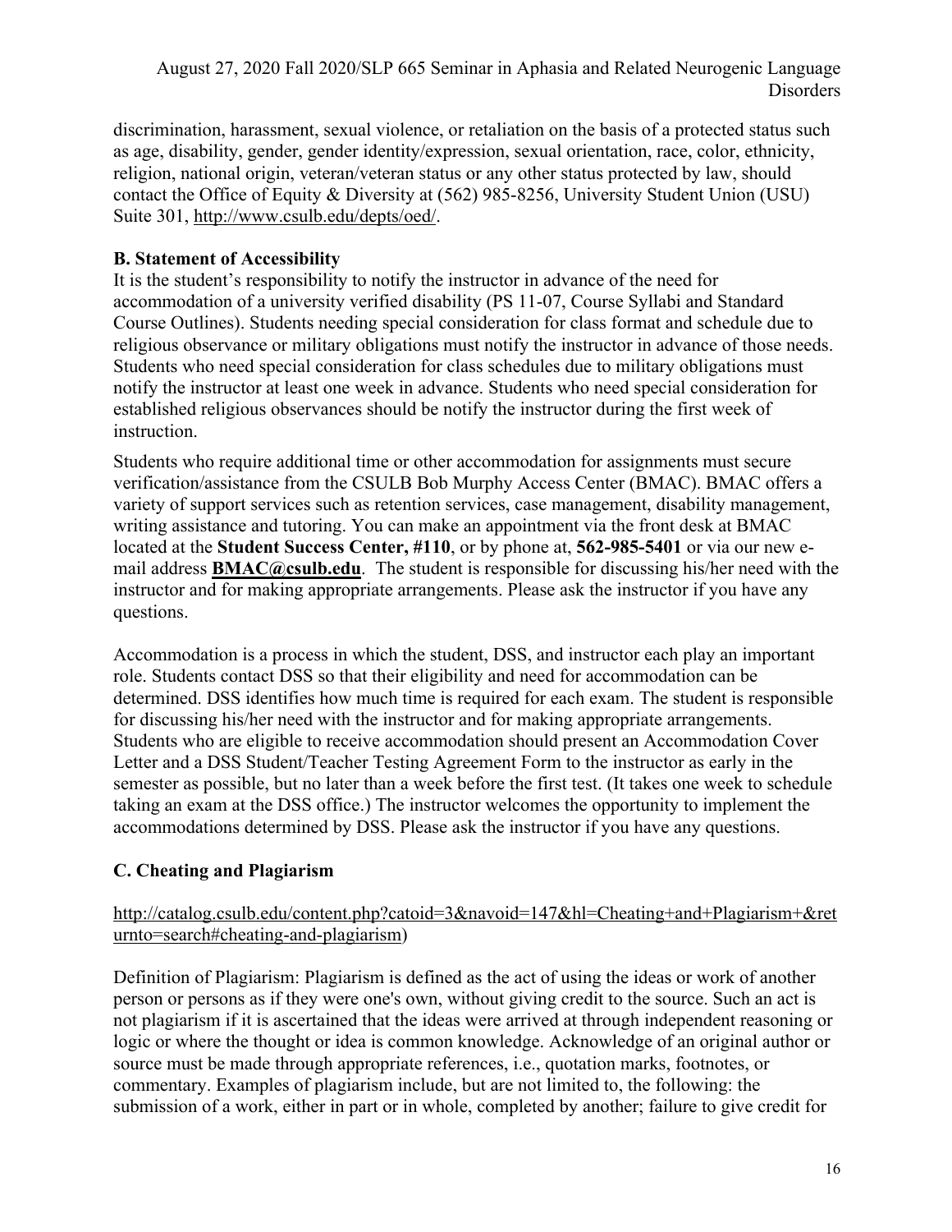discrimination, harassment, sexual violence, or retaliation on the basis of a protected status such as age, disability, gender, gender identity/expression, sexual orientation, race, color, ethnicity, religion, national origin, veteran/veteran status or any other status protected by law, should contact the Office of Equity & Diversity at (562) 985-8256, University Student Union (USU) Suite 301, http://www.csulb.edu/depts/oed/.

**B. Statement of Accessibility**

It is the student's responsibility to notify the instructor in advance of the need for accommodation of a university verified disability (PS 11-07, Course Syllabi and Standard Course Outlines). Students needing special consideration for class format and schedule due to religious observance or military obligations must notify the instructor in advance of those needs. Students who need special consideration for class schedules due to military obligations must notify the instructor at least one week in advance. Students who need special consideration for established religious observances should be notify the instructor during the first week of instruction.

Students who require additional time or other accommodation for assignments must secure verification/assistance from the CSULB Bob Murphy Access Center (BMAC). BMAC offers a variety of support services such as retention services, case management, disability management, writing assistance and tutoring. You can make an appointment via the front desk at BMAC located at the **Student Success Center, #110**, or by phone at, **562-985-5401** or via our new e-mail address **BMAC@csulb.edu**. The student is responsible for discussing his/her need with the instructor and for making appropriate arrangements. Please ask the instructor if you have any questions.

Accommodation is a process in which the student, DSS, and instructor each play an important role. Students contact DSS so that their eligibility and need for accommodation can be determined. DSS identifies how much time is required for each exam. The student is responsible for discussing his/her need with the instructor and for making appropriate arrangements. Students who are eligible to receive accommodation should present an Accommodation Cover Letter and a DSS Student/Teacher Testing Agreement Form to the instructor as early in the semester as possible, but no later than a week before the first test. (It takes one week to schedule taking an exam at the DSS office.) The instructor welcomes the opportunity to implement the accommodations determined by DSS. Please ask the instructor if you have any questions.

**C. Cheating and Plagiarism**

http://catalog.csulb.edu/content.php?catoid=3&navoid=147&hl=Cheating+and+Plagiarism+&returnto=search#cheating-and-plagiarism)

Definition of Plagiarism: Plagiarism is defined as the act of using the ideas or work of another person or persons as if they were one's own, without giving credit to the source. Such an act is not plagiarism if it is ascertained that the ideas were arrived at through independent reasoning or logic or where the thought or idea is common knowledge. Acknowledge of an original author or source must be made through appropriate references, i.e., quotation marks, footnotes, or commentary. Examples of plagiarism include, but are not limited to, the following: the submission of a work, either in part or in whole, completed by another; failure to give credit for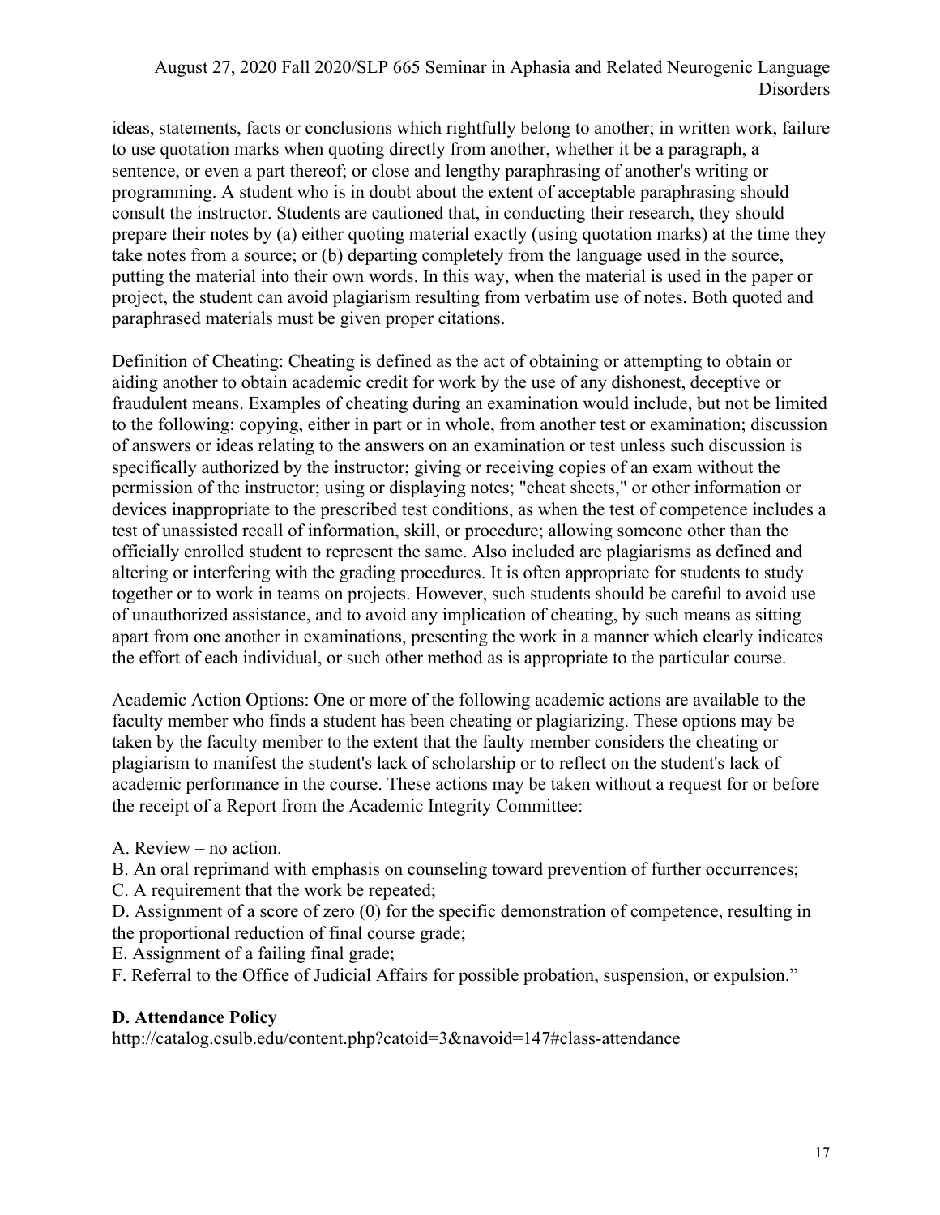ideas, statements, facts or conclusions which rightfully belong to another; in written work, failure to use quotation marks when quoting directly from another, whether it be a paragraph, a sentence, or even a part thereof; or close and lengthy paraphrasing of another's writing or programming. A student who is in doubt about the extent of acceptable paraphrasing should consult the instructor. Students are cautioned that, in conducting their research, they should prepare their notes by (a) either quoting material exactly (using quotation marks) at the time they take notes from a source; or (b) departing completely from the language used in the source, putting the material into their own words. In this way, when the material is used in the paper or project, the student can avoid plagiarism resulting from verbatim use of notes. Both quoted and paraphrased materials must be given proper citations.

Definition of Cheating: Cheating is defined as the act of obtaining or attempting to obtain or aiding another to obtain academic credit for work by the use of any dishonest, deceptive or fraudulent means. Examples of cheating during an examination would include, but not be limited to the following: copying, either in part or in whole, from another test or examination; discussion of answers or ideas relating to the answers on an examination or test unless such discussion is specifically authorized by the instructor; giving or receiving copies of an exam without the permission of the instructor; using or displaying notes; "cheat sheets," or other information or devices inappropriate to the prescribed test conditions, as when the test of competence includes a test of unassisted recall of information, skill, or procedure; allowing someone other than the officially enrolled student to represent the same. Also included are plagiarisms as defined and altering or interfering with the grading procedures. It is often appropriate for students to study together or to work in teams on projects. However, such students should be careful to avoid use of unauthorized assistance, and to avoid any implication of cheating, by such means as sitting apart from one another in examinations, presenting the work in a manner which clearly indicates the effort of each individual, or such other method as is appropriate to the particular course.

Academic Action Options: One or more of the following academic actions are available to the faculty member who finds a student has been cheating or plagiarizing. These options may be taken by the faculty member to the extent that the faulty member considers the cheating or plagiarism to manifest the student's lack of scholarship or to reflect on the student's lack of academic performance in the course. These actions may be taken without a request for or before the receipt of a Report from the Academic Integrity Committee:

A. Review – no action.
B. An oral reprimand with emphasis on counseling toward prevention of further occurrences;
C. A requirement that the work be repeated;
D. Assignment of a score of zero (0) for the specific demonstration of competence, resulting in the proportional reduction of final course grade;
E. Assignment of a failing final grade;
F. Referral to the Office of Judicial Affairs for possible probation, suspension, or expulsion."

**D. Attendance Policy**

http://catalog.csulb.edu/content.php?catoid=3&navoid=147#class-attendance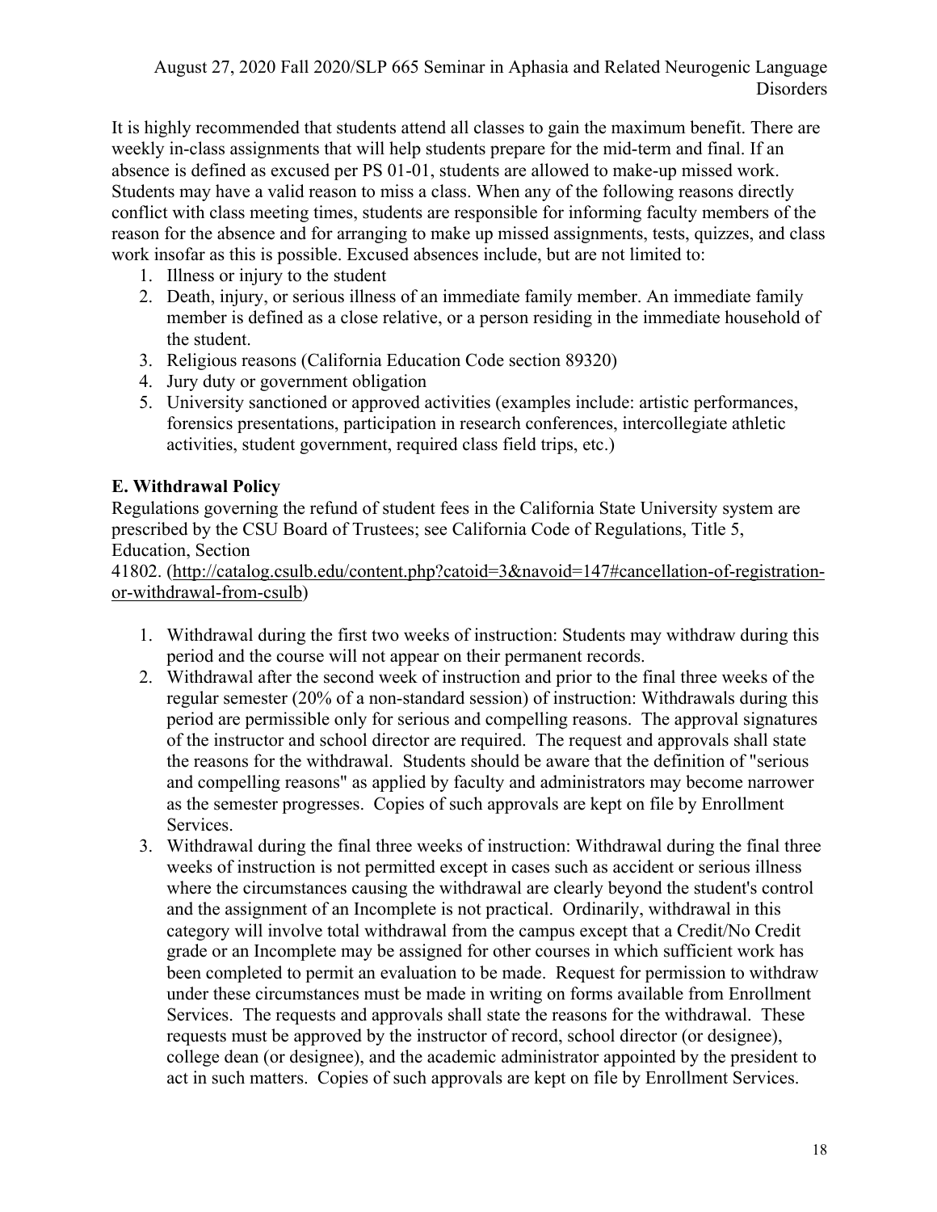It is highly recommended that students attend all classes to gain the maximum benefit. There are weekly in-class assignments that will help students prepare for the mid-term and final. If an absence is defined as excused per PS 01-01, students are allowed to make-up missed work. Students may have a valid reason to miss a class. When any of the following reasons directly conflict with class meeting times, students are responsible for informing faculty members of the reason for the absence and for arranging to make up missed assignments, tests, quizzes, and class work insofar as this is possible. Excused absences include, but are not limited to:

1. Illness or injury to the student
2. Death, injury, or serious illness of an immediate family member. An immediate family member is defined as a close relative, or a person residing in the immediate household of the student.
3. Religious reasons (California Education Code section 89320)
4. Jury duty or government obligation
5. University sanctioned or approved activities (examples include: artistic performances, forensics presentations, participation in research conferences, intercollegiate athletic activities, student government, required class field trips, etc.)

**E. Withdrawal Policy**

Regulations governing the refund of student fees in the California State University system are prescribed by the CSU Board of Trustees; see California Code of Regulations, Title 5, Education, Section 41802. (http://catalog.csulb.edu/content.php?catoid=3&navoid=147#cancellation-of-registration-or-withdrawal-from-csulb)

1. Withdrawal during the first two weeks of instruction: Students may withdraw during this period and the course will not appear on their permanent records.
2. Withdrawal after the second week of instruction and prior to the final three weeks of the regular semester (20% of a non-standard session) of instruction: Withdrawals during this period are permissible only for serious and compelling reasons. The approval signatures of the instructor and school director are required. The request and approvals shall state the reasons for the withdrawal. Students should be aware that the definition of "serious and compelling reasons" as applied by faculty and administrators may become narrower as the semester progresses. Copies of such approvals are kept on file by Enrollment Services.
3. Withdrawal during the final three weeks of instruction: Withdrawal during the final three weeks of instruction is not permitted except in cases such as accident or serious illness where the circumstances causing the withdrawal are clearly beyond the student's control and the assignment of an Incomplete is not practical. Ordinarily, withdrawal in this category will involve total withdrawal from the campus except that a Credit/No Credit grade or an Incomplete may be assigned for other courses in which sufficient work has been completed to permit an evaluation to be made. Request for permission to withdraw under these circumstances must be made in writing on forms available from Enrollment Services. The requests and approvals shall state the reasons for the withdrawal. These requests must be approved by the instructor of record, school director (or designee), college dean (or designee), and the academic administrator appointed by the president to act in such matters. Copies of such approvals are kept on file by Enrollment Services.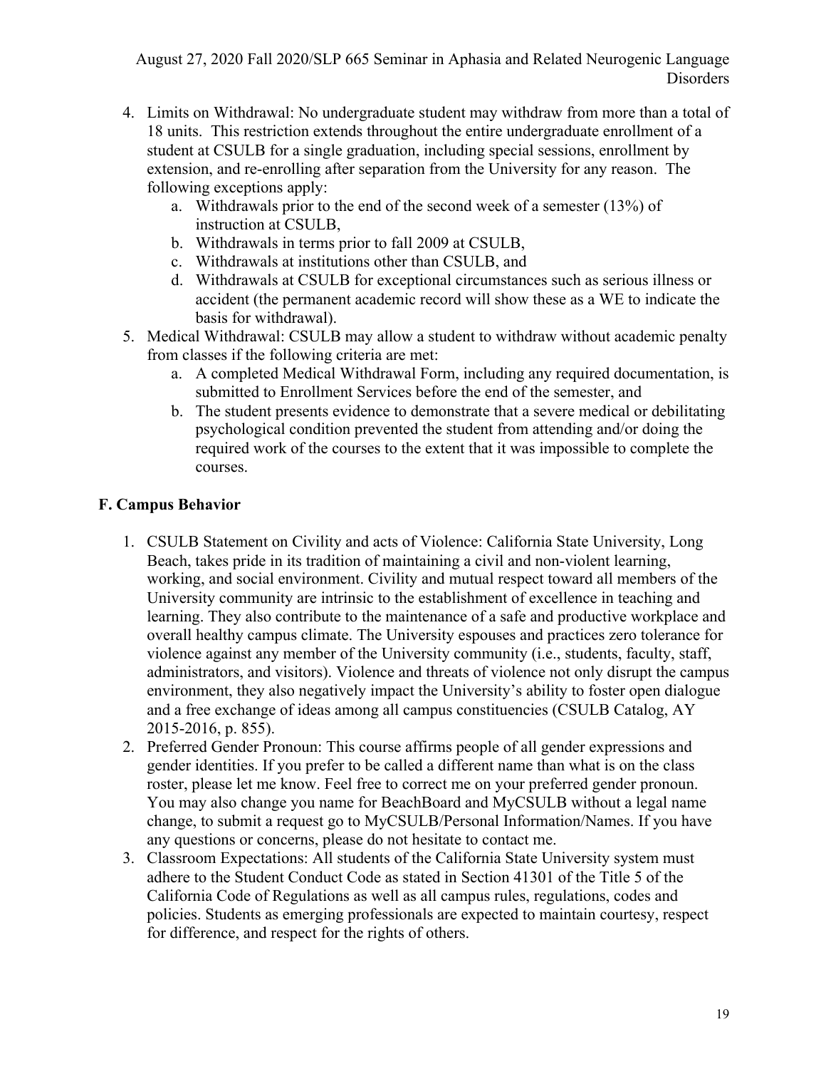4. Limits on Withdrawal: No undergraduate student may withdraw from more than a total of 18 units. This restriction extends throughout the entire undergraduate enrollment of a student at CSULB for a single graduation, including special sessions, enrollment by extension, and re-enrolling after separation from the University for any reason. The following exceptions apply:
    a. Withdrawals prior to the end of the second week of a semester (13%) of instruction at CSULB,
    b. Withdrawals in terms prior to fall 2009 at CSULB,
    c. Withdrawals at institutions other than CSULB, and
    d. Withdrawals at CSULB for exceptional circumstances such as serious illness or accident (the permanent academic record will show these as a WE to indicate the basis for withdrawal).
5. Medical Withdrawal: CSULB may allow a student to withdraw without academic penalty from classes if the following criteria are met:
    a. A completed Medical Withdrawal Form, including any required documentation, is submitted to Enrollment Services before the end of the semester, and
    b. The student presents evidence to demonstrate that a severe medical or debilitating psychological condition prevented the student from attending and/or doing the required work of the courses to the extent that it was impossible to complete the courses.

## F. Campus Behavior

1. CSULB Statement on Civility and acts of Violence: California State University, Long Beach, takes pride in its tradition of maintaining a civil and non-violent learning, working, and social environment. Civility and mutual respect toward all members of the University community are intrinsic to the establishment of excellence in teaching and learning. They also contribute to the maintenance of a safe and productive workplace and overall healthy campus climate. The University espouses and practices zero tolerance for violence against any member of the University community (i.e., students, faculty, staff, administrators, and visitors). Violence and threats of violence not only disrupt the campus environment, they also negatively impact the University's ability to foster open dialogue and a free exchange of ideas among all campus constituencies (CSULB Catalog, AY 2015-2016, p. 855).
2. Preferred Gender Pronoun: This course affirms people of all gender expressions and gender identities. If you prefer to be called a different name than what is on the class roster, please let me know. Feel free to correct me on your preferred gender pronoun. You may also change you name for BeachBoard and MyCSULB without a legal name change, to submit a request go to MyCSULB/Personal Information/Names. If you have any questions or concerns, please do not hesitate to contact me.
3. Classroom Expectations: All students of the California State University system must adhere to the Student Conduct Code as stated in Section 41301 of the Title 5 of the California Code of Regulations as well as all campus rules, regulations, codes and policies. Students as emerging professionals are expected to maintain courtesy, respect for difference, and respect for the rights of others.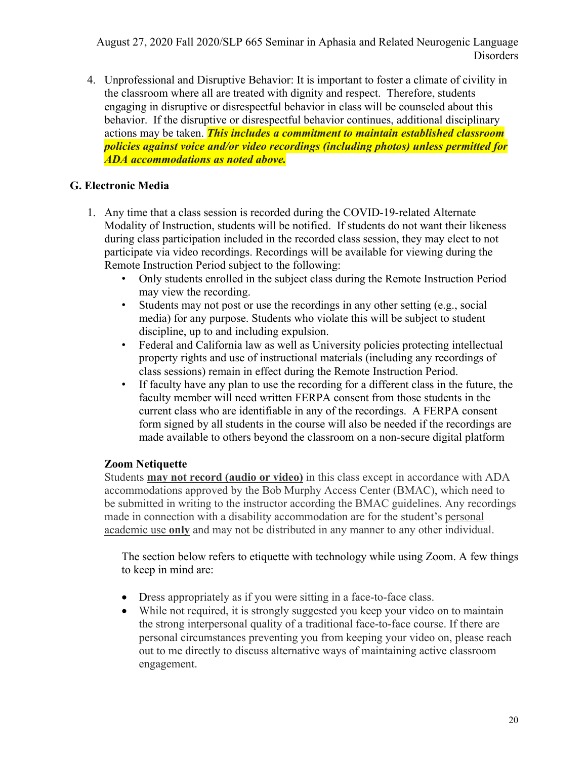4. Unprofessional and Disruptive Behavior: It is important to foster a climate of civility in the classroom where all are treated with dignity and respect. Therefore, students engaging in disruptive or disrespectful behavior in class will be counseled about this behavior. If the disruptive or disrespectful behavior continues, additional disciplinary actions may be taken. ***This includes a commitment to maintain established classroom policies against voice and/or video recordings (including photos) unless permitted for ADA accommodations as noted above.***

## G. Electronic Media

1. Any time that a class session is recorded during the COVID-19-related Alternate Modality of Instruction, students will be notified. If students do not want their likeness during class participation included in the recorded class session, they may elect to not participate via video recordings. Recordings will be available for viewing during the Remote Instruction Period subject to the following:
   - Only students enrolled in the subject class during the Remote Instruction Period may view the recording.
   - Students may not post or use the recordings in any other setting (e.g., social media) for any purpose. Students who violate this will be subject to student discipline, up to and including expulsion.
   - Federal and California law as well as University policies protecting intellectual property rights and use of instructional materials (including any recordings of class sessions) remain in effect during the Remote Instruction Period.
   - If faculty have any plan to use the recording for a different class in the future, the faculty member will need written FERPA consent from those students in the current class who are identifiable in any of the recordings. A FERPA consent form signed by all students in the course will also be needed if the recordings are made available to others beyond the classroom on a non-secure digital platform

**Zoom Netiquette**

Students **may not record (audio or video)** in this class except in accordance with ADA accommodations approved by the Bob Murphy Access Center (BMAC), which need to be submitted in writing to the instructor according the BMAC guidelines. Any recordings made in connection with a disability accommodation are for the student's personal academic use **only** and may not be distributed in any manner to any other individual.

The section below refers to etiquette with technology while using Zoom. A few things to keep in mind are:

- Dress appropriately as if you were sitting in a face-to-face class.
- While not required, it is strongly suggested you keep your video on to maintain the strong interpersonal quality of a traditional face-to-face course. If there are personal circumstances preventing you from keeping your video on, please reach out to me directly to discuss alternative ways of maintaining active classroom engagement.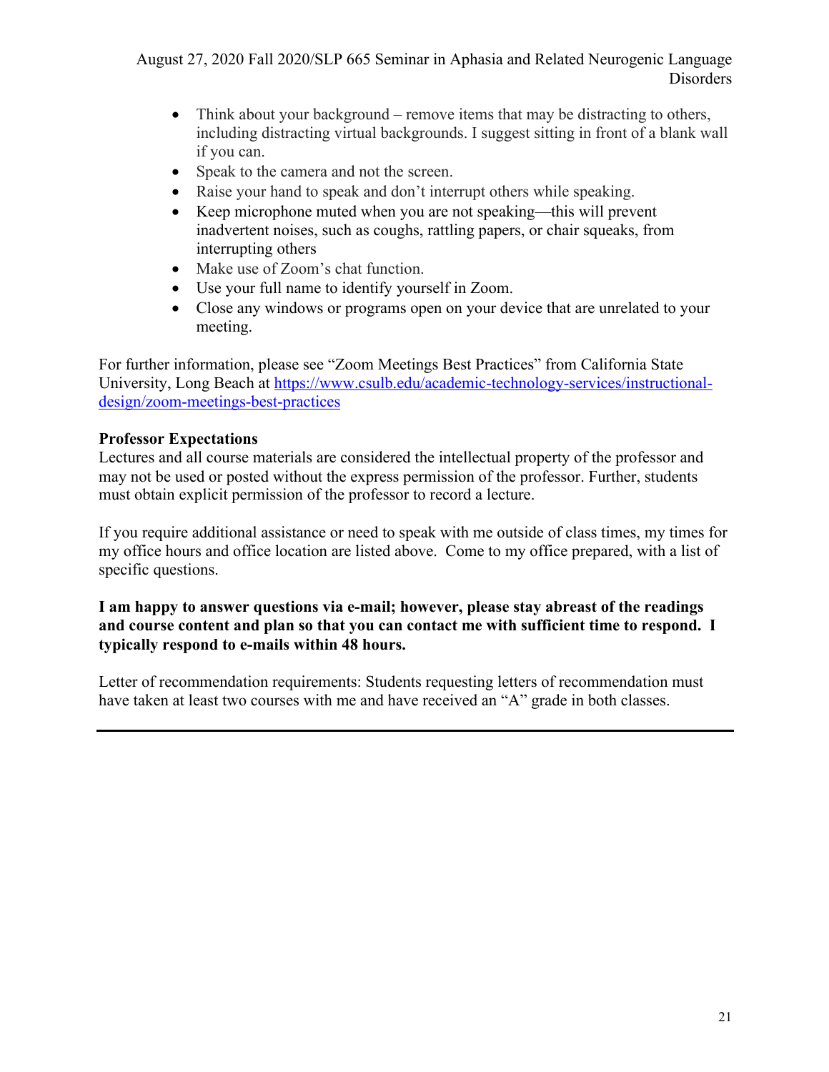- Think about your background – remove items that may be distracting to others, including distracting virtual backgrounds. I suggest sitting in front of a blank wall if you can.
- Speak to the camera and not the screen.
- Raise your hand to speak and don't interrupt others while speaking.
- Keep microphone muted when you are not speaking—this will prevent inadvertent noises, such as coughs, rattling papers, or chair squeaks, from interrupting others
- Make use of Zoom's chat function.
- Use your full name to identify yourself in Zoom.
- Close any windows or programs open on your device that are unrelated to your meeting.

For further information, please see "Zoom Meetings Best Practices" from California State University, Long Beach at [https://www.csulb.edu/academic-technology-services/instructional-design/zoom-meetings-best-practices](https://www.csulb.edu/academic-technology-services/instructional-design/zoom-meetings-best-practices)

**Professor Expectations**

Lectures and all course materials are considered the intellectual property of the professor and may not be used or posted without the express permission of the professor. Further, students must obtain explicit permission of the professor to record a lecture.

If you require additional assistance or need to speak with me outside of class times, my times for my office hours and office location are listed above. Come to my office prepared, with a list of specific questions.

**I am happy to answer questions via e-mail; however, please stay abreast of the readings and course content and plan so that you can contact me with sufficient time to respond. I typically respond to e-mails within 48 hours.**

Letter of recommendation requirements: Students requesting letters of recommendation must have taken at least two courses with me and have received an "A" grade in both classes.

---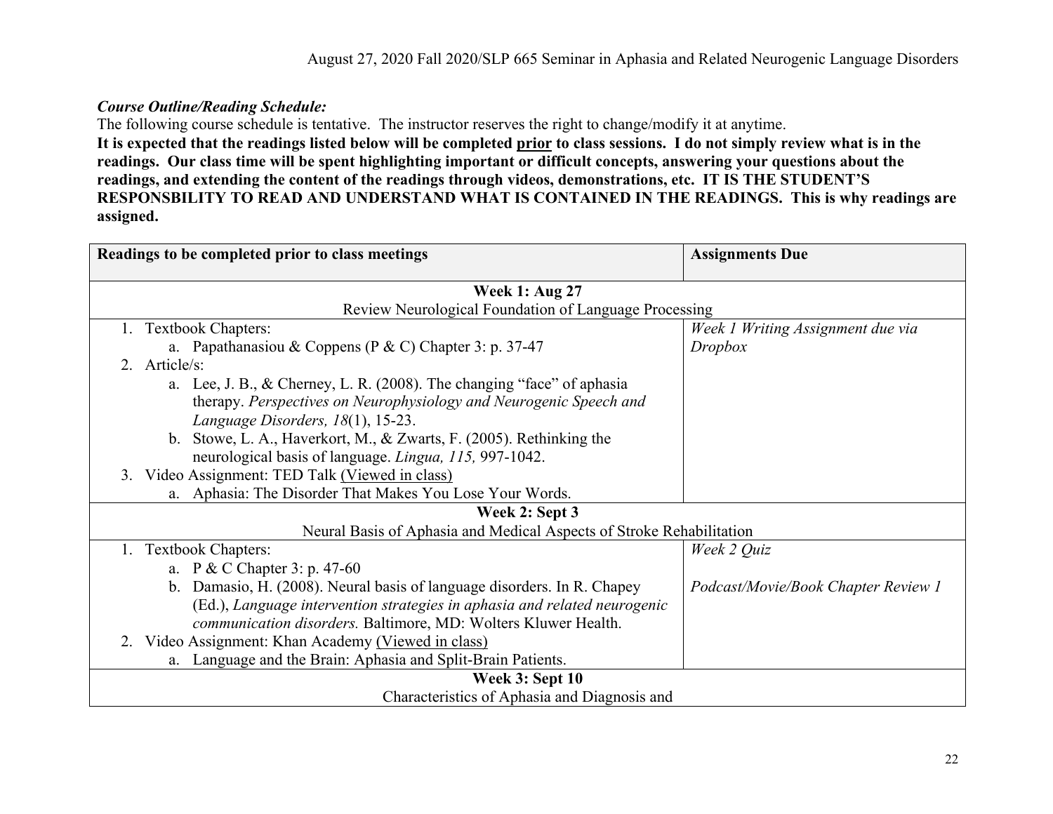***Course Outline/Reading Schedule:***

The following course schedule is tentative. The instructor reserves the right to change/modify it at anytime.

**It is expected that the readings listed below will be completed <u>prior</u> to class sessions. I do not simply review what is in the readings. Our class time will be spent highlighting important or difficult concepts, answering your questions about the readings, and extending the content of the readings through videos, demonstrations, etc. IT IS THE STUDENT'S RESPONSBILITY TO READ AND UNDERSTAND WHAT IS CONTAINED IN THE READINGS. This is why readings are assigned.**

| Readings to be completed prior to class meetings | Assignments Due |
|---|---|
| **Week 1: Aug 27**<br>Review Neurological Foundation of Language Processing | |
| 1. Textbook Chapters:<br>&nbsp;&nbsp;&nbsp;a. Papathanasiou & Coppens (P & C) Chapter 3: p. 37-47<br>2. Article/s:<br>&nbsp;&nbsp;&nbsp;a. Lee, J. B., & Cherney, L. R. (2008). The changing "face" of aphasia therapy. *Perspectives on Neurophysiology and Neurogenic Speech and Language Disorders, 18*(1), 15-23.<br>&nbsp;&nbsp;&nbsp;b. Stowe, L. A., Haverkort, M., & Zwarts, F. (2005). Rethinking the neurological basis of language. *Lingua, 115,* 997-1042.<br>3. Video Assignment: TED Talk <u>(Viewed in class)</u><br>&nbsp;&nbsp;&nbsp;a. Aphasia: The Disorder That Makes You Lose Your Words. | *Week 1 Writing Assignment due via Dropbox* |
| **Week 2: Sept 3**<br>Neural Basis of Aphasia and Medical Aspects of Stroke Rehabilitation | |
| 1. Textbook Chapters:<br>&nbsp;&nbsp;&nbsp;a. P & C Chapter 3: p. 47-60<br>&nbsp;&nbsp;&nbsp;b. Damasio, H. (2008). Neural basis of language disorders. In R. Chapey (Ed.), *Language intervention strategies in aphasia and related neurogenic communication disorders.* Baltimore, MD: Wolters Kluwer Health.<br>2. Video Assignment: Khan Academy <u>(Viewed in class)</u><br>&nbsp;&nbsp;&nbsp;a. Language and the Brain: Aphasia and Split-Brain Patients. | *Week 2 Quiz*<br><br>*Podcast/Movie/Book Chapter Review 1* |
| **Week 3: Sept 10**<br>Characteristics of Aphasia and Diagnosis and | |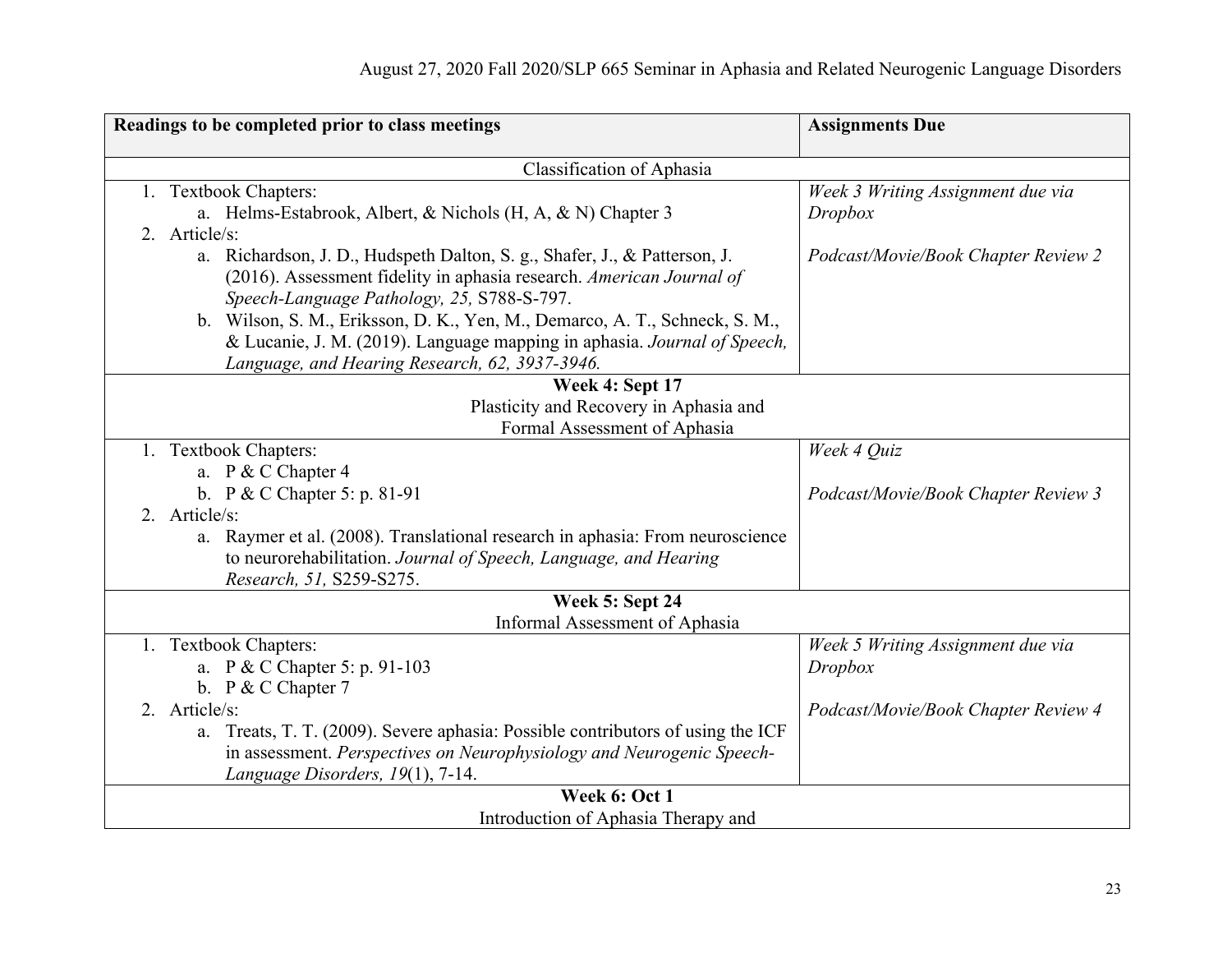| Readings to be completed prior to class meetings | Assignments Due |
| --- | --- |
| Classification of Aphasia | |
| 1. Textbook Chapters:<br>a. Helms-Estabrook, Albert, & Nichols (H, A, & N) Chapter 3<br>2. Article/s:<br>a. Richardson, J. D., Hudspeth Dalton, S. g., Shafer, J., & Patterson, J. (2016). Assessment fidelity in aphasia research. *American Journal of Speech-Language Pathology, 25,* S788-S-797.<br>b. Wilson, S. M., Eriksson, D. K., Yen, M., Demarco, A. T., Schneck, S. M., & Lucanie, J. M. (2019). Language mapping in aphasia. *Journal of Speech, Language, and Hearing Research, 62, 3937-3946.* | *Week 3 Writing Assignment due via Dropbox*<br><br>*Podcast/Movie/Book Chapter Review 2* |
| **Week 4: Sept 17**<br>Plasticity and Recovery in Aphasia and Formal Assessment of Aphasia | |
| 1. Textbook Chapters:<br>a. P & C Chapter 4<br>b. P & C Chapter 5: p. 81-91<br>2. Article/s:<br>a. Raymer et al. (2008). Translational research in aphasia: From neuroscience to neurorehabilitation. *Journal of Speech, Language, and Hearing Research, 51,* S259-S275. | *Week 4 Quiz*<br><br>*Podcast/Movie/Book Chapter Review 3* |
| **Week 5: Sept 24**<br>Informal Assessment of Aphasia | |
| 1. Textbook Chapters:<br>a. P & C Chapter 5: p. 91-103<br>b. P & C Chapter 7<br>2. Article/s:<br>a. Treats, T. T. (2009). Severe aphasia: Possible contributors of using the ICF in assessment. *Perspectives on Neurophysiology and Neurogenic Speech-Language Disorders, 19*(1), 7-14. | *Week 5 Writing Assignment due via Dropbox*<br><br>*Podcast/Movie/Book Chapter Review 4* |
| **Week 6: Oct 1**<br>Introduction of Aphasia Therapy and | |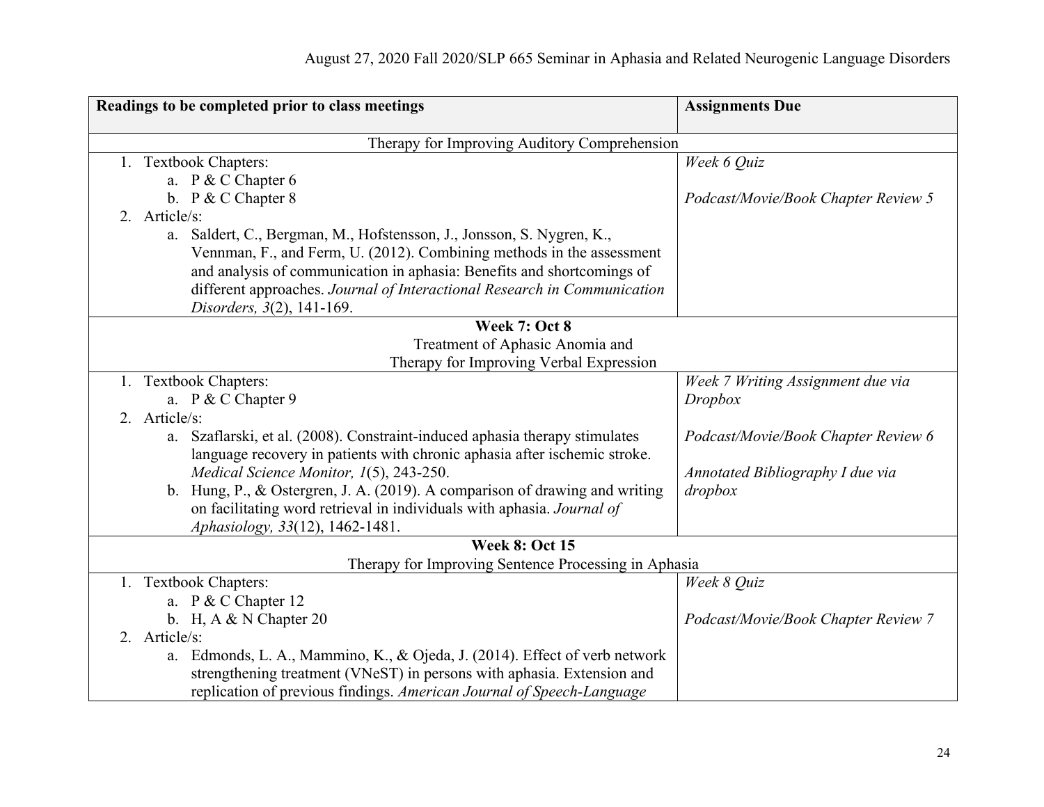| Readings to be completed prior to class meetings | Assignments Due |
|---|---|
| Therapy for Improving Auditory Comprehension | |
| 1. Textbook Chapters:<br>a. P & C Chapter 6<br>b. P & C Chapter 8<br>2. Article/s:<br>a. Saldert, C., Bergman, M., Hofstensson, J., Jonsson, S. Nygren, K., Vennman, F., and Ferm, U. (2012). Combining methods in the assessment and analysis of communication in aphasia: Benefits and shortcomings of different approaches. *Journal of Interactional Research in Communication Disorders, 3*(2), 141-169. | *Week 6 Quiz*<br><br>*Podcast/Movie/Book Chapter Review 5* |
| **Week 7: Oct 8**<br>Treatment of Aphasic Anomia and<br>Therapy for Improving Verbal Expression | |
| 1. Textbook Chapters:<br>a. P & C Chapter 9<br>2. Article/s:<br>a. Szaflarski, et al. (2008). Constraint-induced aphasia therapy stimulates language recovery in patients with chronic aphasia after ischemic stroke. *Medical Science Monitor, 1*(5), 243-250.<br>b. Hung, P., & Ostergren, J. A. (2019). A comparison of drawing and writing on facilitating word retrieval in individuals with aphasia. *Journal of Aphasiology, 33*(12), 1462-1481. | *Week 7 Writing Assignment due via Dropbox*<br><br>*Podcast/Movie/Book Chapter Review 6*<br><br>*Annotated Bibliography I due via dropbox* |
| **Week 8: Oct 15**<br>Therapy for Improving Sentence Processing in Aphasia | |
| 1. Textbook Chapters:<br>a. P & C Chapter 12<br>b. H, A & N Chapter 20<br>2. Article/s:<br>a. Edmonds, L. A., Mammino, K., & Ojeda, J. (2014). Effect of verb network strengthening treatment (VNeST) in persons with aphasia. Extension and replication of previous findings. *American Journal of Speech-Language* | *Week 8 Quiz*<br><br>*Podcast/Movie/Book Chapter Review 7* |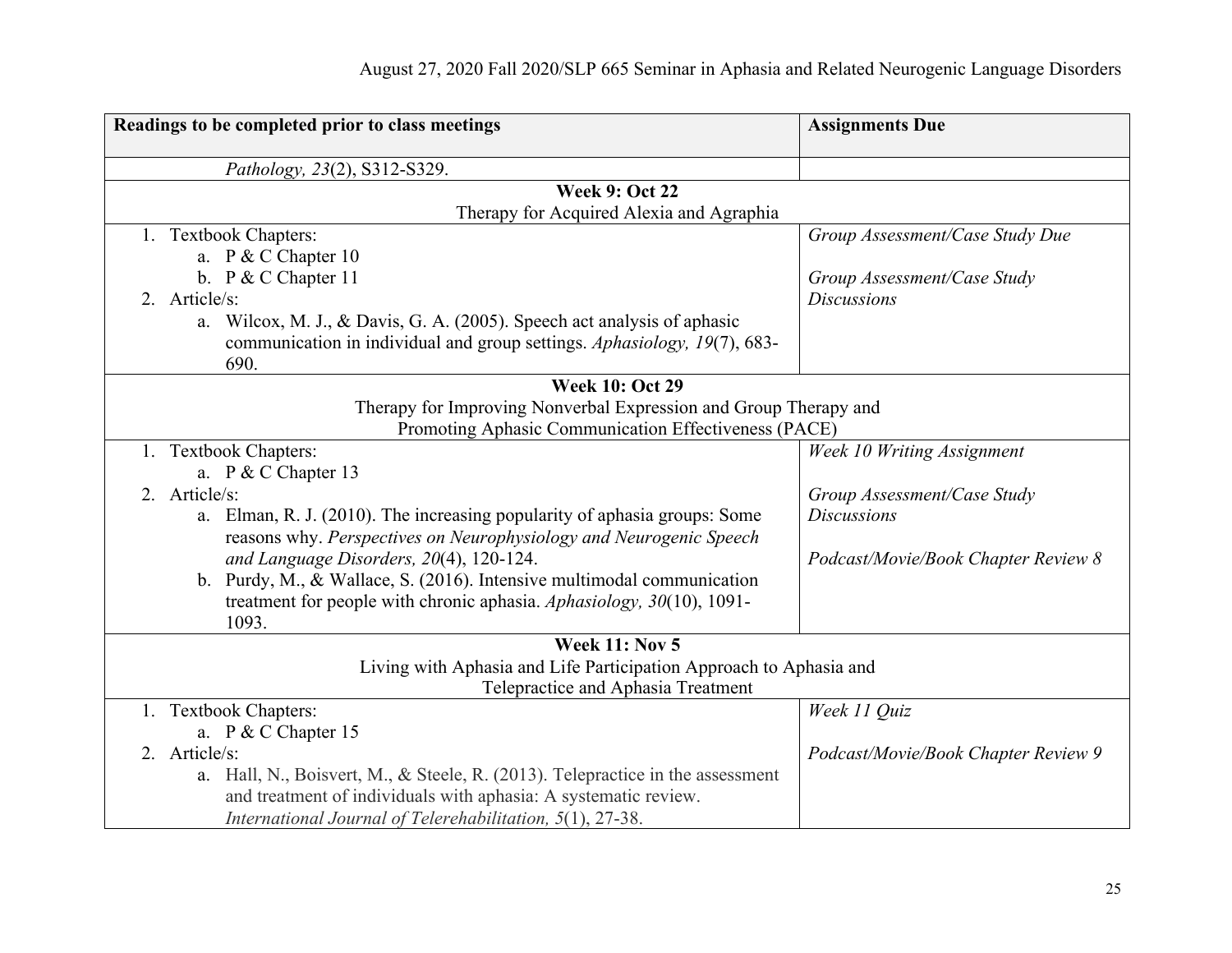| Readings to be completed prior to class meetings | Assignments Due |
|---|---|
| *Pathology, 23*(2), S312-S329. | |
| **Week 9: Oct 22**<br>Therapy for Acquired Alexia and Agraphia | |
| 1. Textbook Chapters:<br>a. P & C Chapter 10<br>b. P & C Chapter 11<br>2. Article/s:<br>a. Wilcox, M. J., & Davis, G. A. (2005). Speech act analysis of aphasic communication in individual and group settings. *Aphasiology, 19*(7), 683-690. | *Group Assessment/Case Study Due*<br><br>*Group Assessment/Case Study Discussions* |
| **Week 10: Oct 29**<br>Therapy for Improving Nonverbal Expression and Group Therapy and Promoting Aphasic Communication Effectiveness (PACE) | |
| 1. Textbook Chapters:<br>a. P & C Chapter 13<br>2. Article/s:<br>a. Elman, R. J. (2010). The increasing popularity of aphasia groups: Some reasons why. *Perspectives on Neurophysiology and Neurogenic Speech and Language Disorders, 20*(4), 120-124.<br>b. Purdy, M., & Wallace, S. (2016). Intensive multimodal communication treatment for people with chronic aphasia. *Aphasiology, 30*(10), 1091-1093. | *Week 10 Writing Assignment*<br><br>*Group Assessment/Case Study Discussions*<br><br>*Podcast/Movie/Book Chapter Review 8* |
| **Week 11: Nov 5**<br>Living with Aphasia and Life Participation Approach to Aphasia and Telepractice and Aphasia Treatment | |
| 1. Textbook Chapters:<br>a. P & C Chapter 15<br>2. Article/s:<br>a. Hall, N., Boisvert, M., & Steele, R. (2013). Telepractice in the assessment and treatment of individuals with aphasia: A systematic review. *International Journal of Telerehabilitation, 5*(1), 27-38. | *Week 11 Quiz*<br><br>*Podcast/Movie/Book Chapter Review 9* |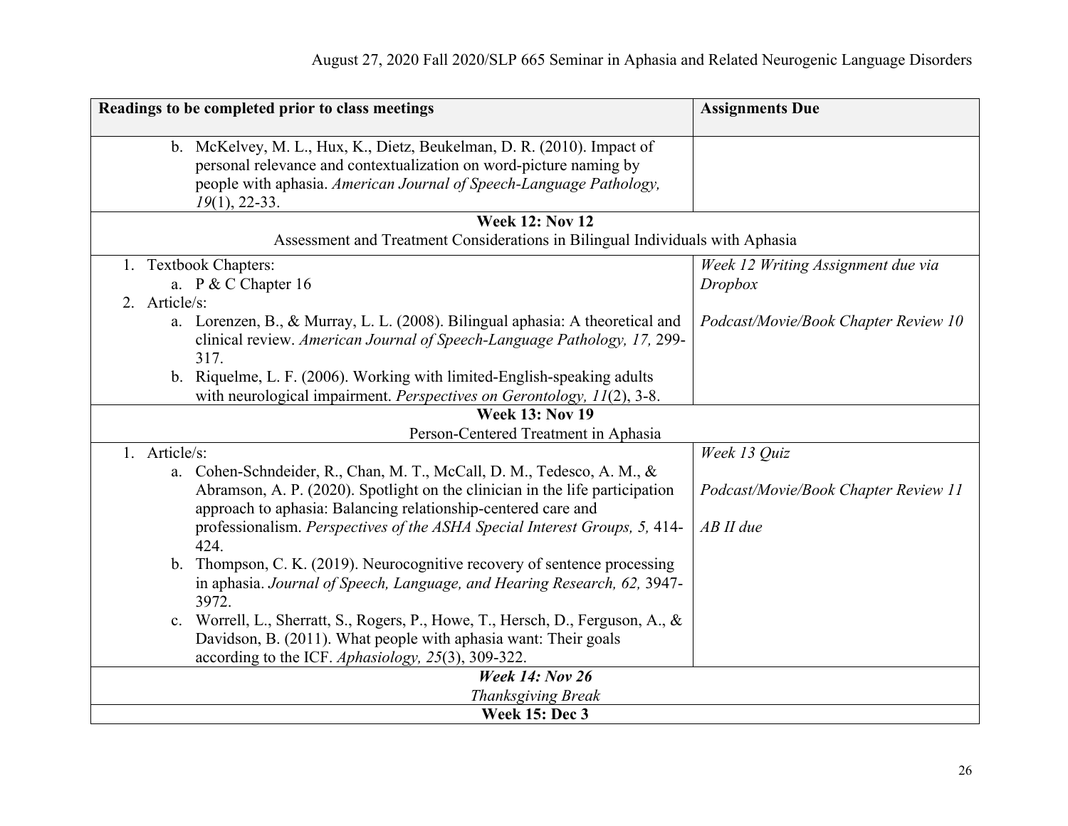| Readings to be completed prior to class meetings | Assignments Due |
|---|---|
| b. McKelvey, M. L., Hux, K., Dietz, Beukelman, D. R. (2010). Impact of personal relevance and contextualization on word-picture naming by people with aphasia. *American Journal of Speech-Language Pathology, 19*(1), 22-33. | |
| **Week 12: Nov 12**<br>Assessment and Treatment Considerations in Bilingual Individuals with Aphasia | |
| 1. Textbook Chapters:<br>a. P & C Chapter 16<br>2. Article/s:<br>a. Lorenzen, B., & Murray, L. L. (2008). Bilingual aphasia: A theoretical and clinical review. *American Journal of Speech-Language Pathology, 17,* 299-317.<br>b. Riquelme, L. F. (2006). Working with limited-English-speaking adults with neurological impairment. *Perspectives on Gerontology, 11*(2), 3-8. | *Week 12 Writing Assignment due via Dropbox*<br><br>*Podcast/Movie/Book Chapter Review 10* |
| **Week 13: Nov 19**<br>Person-Centered Treatment in Aphasia | |
| 1. Article/s:<br>a. Cohen-Schndeider, R., Chan, M. T., McCall, D. M., Tedesco, A. M., & Abramson, A. P. (2020). Spotlight on the clinician in the life participation approach to aphasia: Balancing relationship-centered care and professionalism. *Perspectives of the ASHA Special Interest Groups, 5,* 414-424.<br>b. Thompson, C. K. (2019). Neurocognitive recovery of sentence processing in aphasia. *Journal of Speech, Language, and Hearing Research, 62,* 3947-3972.<br>c. Worrell, L., Sherratt, S., Rogers, P., Howe, T., Hersch, D., Ferguson, A., & Davidson, B. (2011). What people with aphasia want: Their goals according to the ICF. *Aphasiology, 25*(3), 309-322. | *Week 13 Quiz*<br><br>*Podcast/Movie/Book Chapter Review 11*<br><br>*AB II due* |
| ***Week 14: Nov 26***<br>*Thanksgiving Break* | |
| **Week 15: Dec 3** | |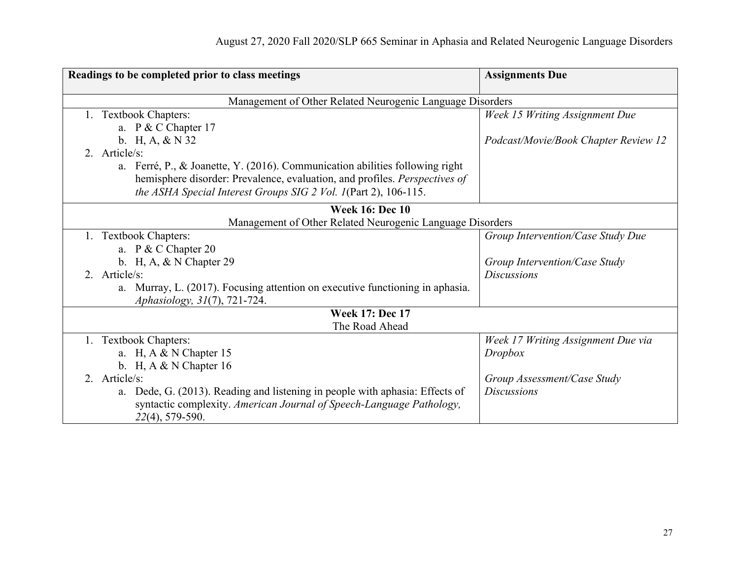| Readings to be completed prior to class meetings | Assignments Due |
|---|---|
| Management of Other Related Neurogenic Language Disorders | |
| 1. Textbook Chapters:<br>a. P & C Chapter 17<br>b. H, A, & N 32<br>2. Article/s:<br>a. Ferré, P., & Joanette, Y. (2016). Communication abilities following right hemisphere disorder: Prevalence, evaluation, and profiles. *Perspectives of the ASHA Special Interest Groups SIG 2 Vol. 1*(Part 2), 106-115. | *Week 15 Writing Assignment Due*<br><br>*Podcast/Movie/Book Chapter Review 12* |
| **Week 16: Dec 10**<br>Management of Other Related Neurogenic Language Disorders | |
| 1. Textbook Chapters:<br>a. P & C Chapter 20<br>b. H, A, & N Chapter 29<br>2. Article/s:<br>a. Murray, L. (2017). Focusing attention on executive functioning in aphasia. *Aphasiology, 31*(7), 721-724. | *Group Intervention/Case Study Due*<br><br>*Group Intervention/Case Study Discussions* |
| **Week 17: Dec 17**<br>The Road Ahead | |
| 1. Textbook Chapters:<br>a. H, A & N Chapter 15<br>b. H, A & N Chapter 16<br>2. Article/s:<br>a. Dede, G. (2013). Reading and listening in people with aphasia: Effects of syntactic complexity. *American Journal of Speech-Language Pathology, 22*(4), 579-590. | *Week 17 Writing Assignment Due via Dropbox*<br><br>*Group Assessment/Case Study Discussions* |